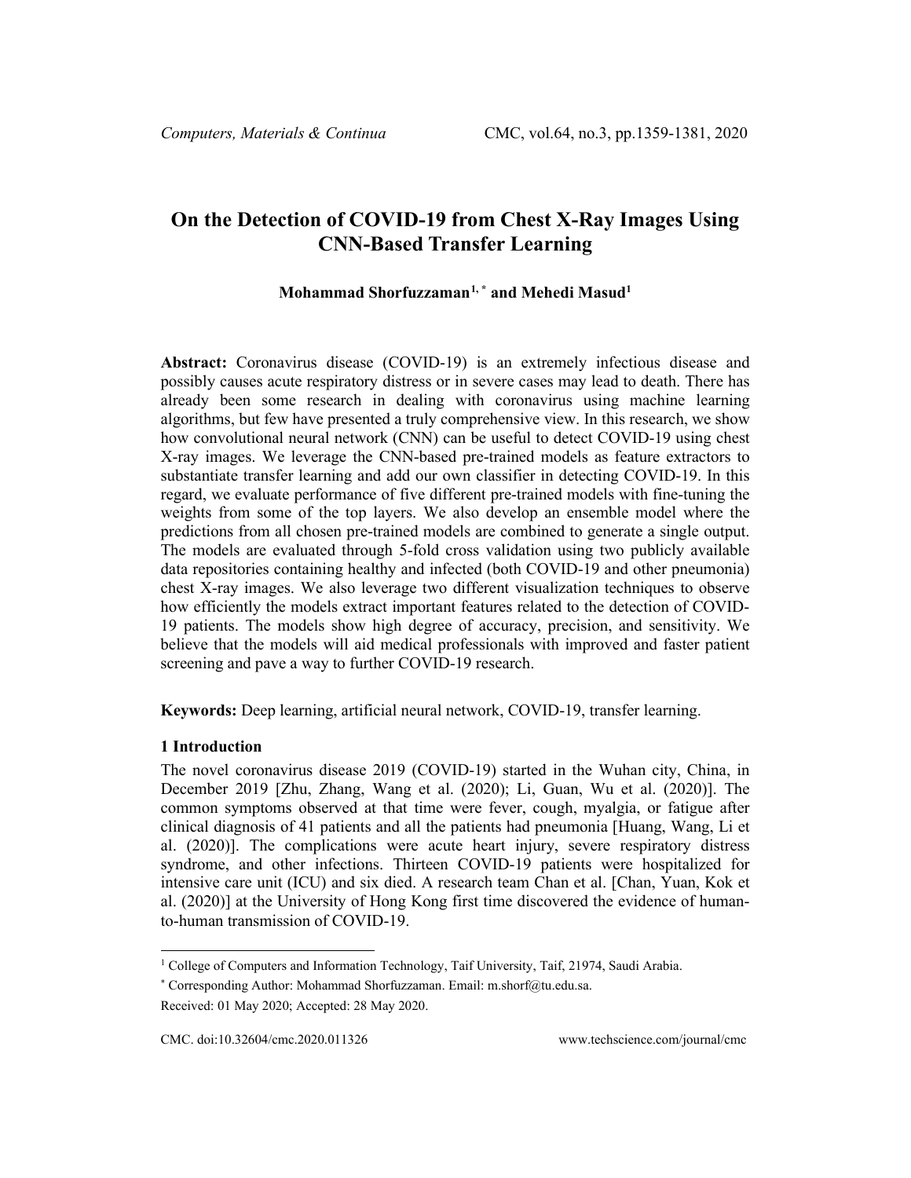# On the Detection of COVID-19 from Chest X-Ray Images Using CNN-Based Transfer Learning

**Mohammad Shorfuzzaman[1,*] and Mehedi Masud[1]**

**Abstract:** Coronavirus disease (COVID-19) is an extremely infectious disease and possibly causes acute respiratory distress or in severe cases may lead to death. There has already been some research in dealing with coronavirus using machine learning algorithms, but few have presented a truly comprehensive view. In this research, we show how convolutional neural network (CNN) can be useful to detect COVID-19 using chest X-ray images. We leverage the CNN-based pre-trained models as feature extractors to substantiate transfer learning and add our own classifier in detecting COVID-19. In this regard, we evaluate performance of five different pre-trained models with fine-tuning the weights from some of the top layers. We also develop an ensemble model where the predictions from all chosen pre-trained models are combined to generate a single output. The models are evaluated through 5-fold cross validation using two publicly available data repositories containing healthy and infected (both COVID-19 and other pneumonia) chest X-ray images. We also leverage two different visualization techniques to observe how efficiently the models extract important features related to the detection of COVID-19 patients. The models show high degree of accuracy, precision, and sensitivity. We believe that the models will aid medical professionals with improved and faster patient screening and pave a way to further COVID-19 research.

**Keywords:** Deep learning, artificial neural network, COVID-19, transfer learning.

## 1 Introduction

The novel coronavirus disease 2019 (COVID-19) started in the Wuhan city, China, in December 2019 [Zhu, Zhang, Wang et al. (2020); Li, Guan, Wu et al. (2020)]. The common symptoms observed at that time were fever, cough, myalgia, or fatigue after clinical diagnosis of 41 patients and all the patients had pneumonia [Huang, Wang, Li et al. (2020)]. The complications were acute heart injury, severe respiratory distress syndrome, and other infections. Thirteen COVID-19 patients were hospitalized for intensive care unit (ICU) and six died. A research team Chan et al. [Chan, Yuan, Kok et al. (2020)] at the University of Hong Kong first time discovered the evidence of human-to-human transmission of COVID-19.

---

[1] College of Computers and Information Technology, Taif University, Taif, 21974, Saudi Arabia.

[*] Corresponding Author: Mohammad Shorfuzzaman. Email: m.shorf@tu.edu.sa.

Received: 01 May 2020; Accepted: 28 May 2020.

CMC. doi:10.32604/cmc.2020.011326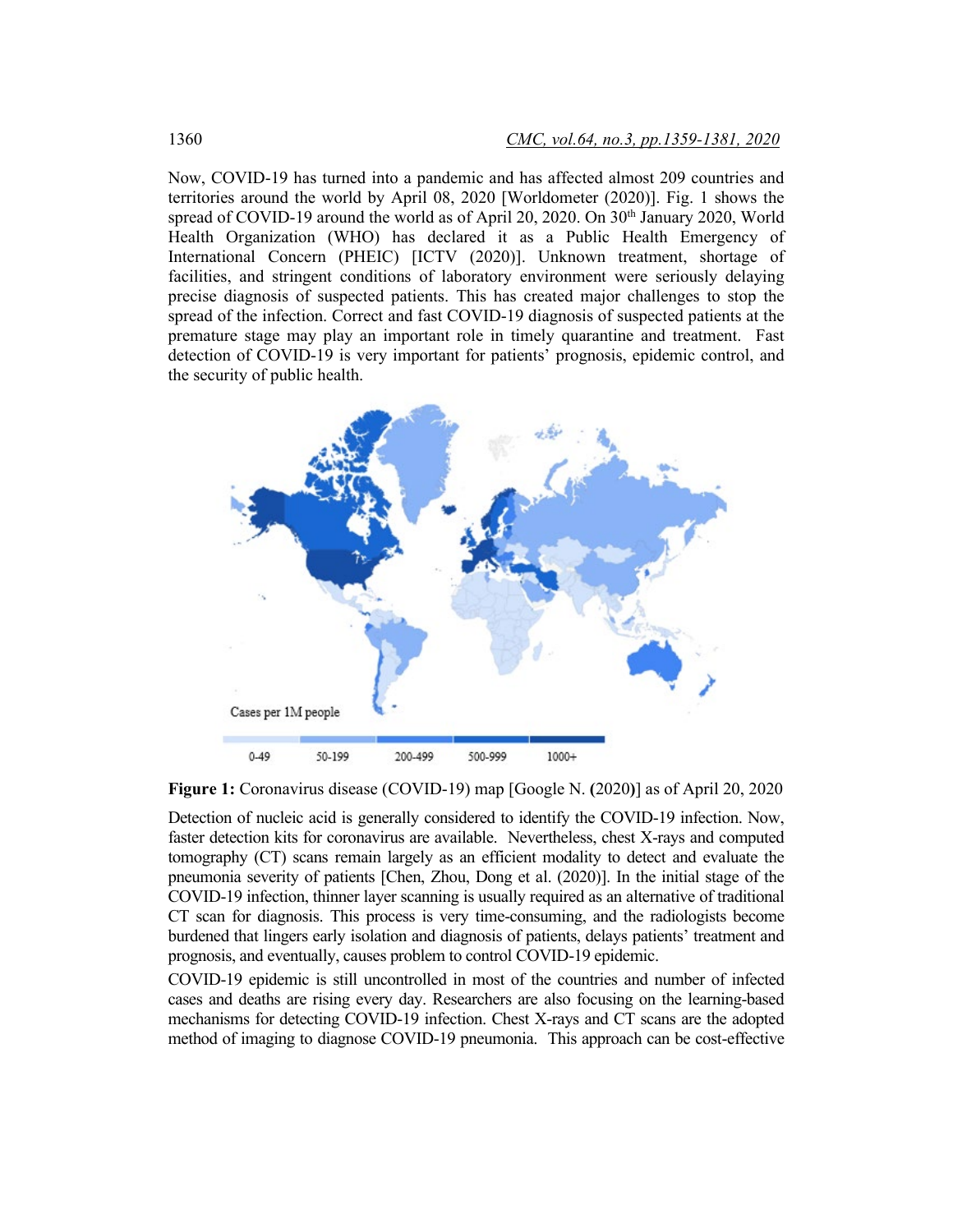Now, COVID-19 has turned into a pandemic and has affected almost 209 countries and territories around the world by April 08, 2020 [Worldometer (2020)]. Fig. 1 shows the spread of COVID-19 around the world as of April 20, 2020. On 30th January 2020, World Health Organization (WHO) has declared it as a Public Health Emergency of International Concern (PHEIC) [ICTV (2020)]. Unknown treatment, shortage of facilities, and stringent conditions of laboratory environment were seriously delaying precise diagnosis of suspected patients. This has created major challenges to stop the spread of the infection. Correct and fast COVID-19 diagnosis of suspected patients at the premature stage may play an important role in timely quarantine and treatment. Fast detection of COVID-19 is very important for patients' prognosis, epidemic control, and the security of public health.

**Figure 1:** Coronavirus disease (COVID-19) map [Google N. (2020)] as of April 20, 2020

Detection of nucleic acid is generally considered to identify the COVID-19 infection. Now, faster detection kits for coronavirus are available. Nevertheless, chest X-rays and computed tomography (CT) scans remain largely as an efficient modality to detect and evaluate the pneumonia severity of patients [Chen, Zhou, Dong et al. (2020)]. In the initial stage of the COVID-19 infection, thinner layer scanning is usually required as an alternative of traditional CT scan for diagnosis. This process is very time-consuming, and the radiologists become burdened that lingers early isolation and diagnosis of patients, delays patients' treatment and prognosis, and eventually, causes problem to control COVID-19 epidemic.

COVID-19 epidemic is still uncontrolled in most of the countries and number of infected cases and deaths are rising every day. Researchers are also focusing on the learning-based mechanisms for detecting COVID-19 infection. Chest X-rays and CT scans are the adopted method of imaging to diagnose COVID-19 pneumonia. This approach can be cost-effective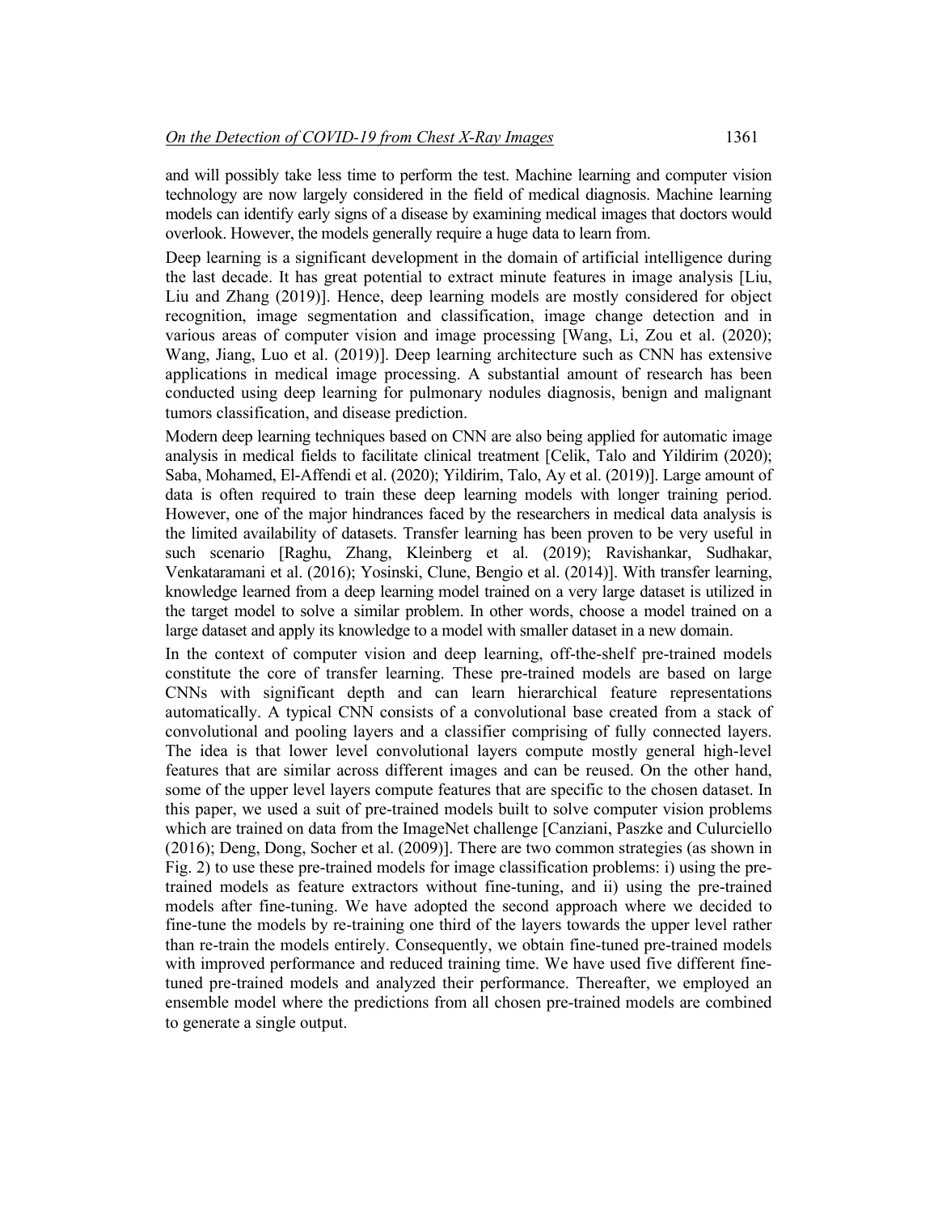and will possibly take less time to perform the test. Machine learning and computer vision technology are now largely considered in the field of medical diagnosis. Machine learning models can identify early signs of a disease by examining medical images that doctors would overlook. However, the models generally require a huge data to learn from.

Deep learning is a significant development in the domain of artificial intelligence during the last decade. It has great potential to extract minute features in image analysis [Liu, Liu and Zhang (2019)]. Hence, deep learning models are mostly considered for object recognition, image segmentation and classification, image change detection and in various areas of computer vision and image processing [Wang, Li, Zou et al. (2020); Wang, Jiang, Luo et al. (2019)]. Deep learning architecture such as CNN has extensive applications in medical image processing. A substantial amount of research has been conducted using deep learning for pulmonary nodules diagnosis, benign and malignant tumors classification, and disease prediction.

Modern deep learning techniques based on CNN are also being applied for automatic image analysis in medical fields to facilitate clinical treatment [Celik, Talo and Yildirim (2020); Saba, Mohamed, El-Affendi et al. (2020); Yildirim, Talo, Ay et al. (2019)]. Large amount of data is often required to train these deep learning models with longer training period. However, one of the major hindrances faced by the researchers in medical data analysis is the limited availability of datasets. Transfer learning has been proven to be very useful in such scenario [Raghu, Zhang, Kleinberg et al. (2019); Ravishankar, Sudhakar, Venkataramani et al. (2016); Yosinski, Clune, Bengio et al. (2014)]. With transfer learning, knowledge learned from a deep learning model trained on a very large dataset is utilized in the target model to solve a similar problem. In other words, choose a model trained on a large dataset and apply its knowledge to a model with smaller dataset in a new domain.

In the context of computer vision and deep learning, off-the-shelf pre-trained models constitute the core of transfer learning. These pre-trained models are based on large CNNs with significant depth and can learn hierarchical feature representations automatically. A typical CNN consists of a convolutional base created from a stack of convolutional and pooling layers and a classifier comprising of fully connected layers. The idea is that lower level convolutional layers compute mostly general high-level features that are similar across different images and can be reused. On the other hand, some of the upper level layers compute features that are specific to the chosen dataset. In this paper, we used a suit of pre-trained models built to solve computer vision problems which are trained on data from the ImageNet challenge [Canziani, Paszke and Culurciello (2016); Deng, Dong, Socher et al. (2009)]. There are two common strategies (as shown in Fig. 2) to use these pre-trained models for image classification problems: i) using the pre-trained models as feature extractors without fine-tuning, and ii) using the pre-trained models after fine-tuning. We have adopted the second approach where we decided to fine-tune the models by re-training one third of the layers towards the upper level rather than re-train the models entirely. Consequently, we obtain fine-tuned pre-trained models with improved performance and reduced training time. We have used five different fine-tuned pre-trained models and analyzed their performance. Thereafter, we employed an ensemble model where the predictions from all chosen pre-trained models are combined to generate a single output.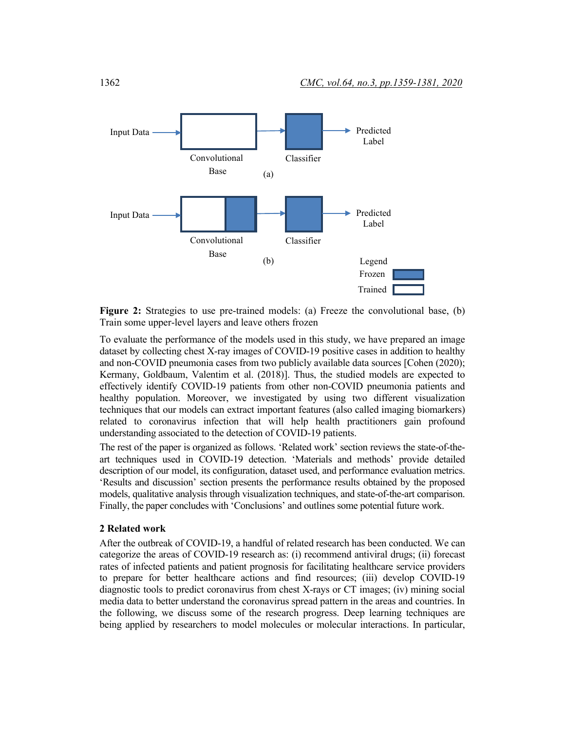**Figure 2:** Strategies to use pre-trained models: (a) Freeze the convolutional base, (b) Train some upper-level layers and leave others frozen

To evaluate the performance of the models used in this study, we have prepared an image dataset by collecting chest X-ray images of COVID-19 positive cases in addition to healthy and non-COVID pneumonia cases from two publicly available data sources [Cohen (2020); Kermany, Goldbaum, Valentim et al. (2018)]. Thus, the studied models are expected to effectively identify COVID-19 patients from other non-COVID pneumonia patients and healthy population. Moreover, we investigated by using two different visualization techniques that our models can extract important features (also called imaging biomarkers) related to coronavirus infection that will help health practitioners gain profound understanding associated to the detection of COVID-19 patients.

The rest of the paper is organized as follows. 'Related work' section reviews the state-of-the-art techniques used in COVID-19 detection. 'Materials and methods' provide detailed description of our model, its configuration, dataset used, and performance evaluation metrics. 'Results and discussion' section presents the performance results obtained by the proposed models, qualitative analysis through visualization techniques, and state-of-the-art comparison. Finally, the paper concludes with 'Conclusions' and outlines some potential future work.

## 2 Related work

After the outbreak of COVID-19, a handful of related research has been conducted. We can categorize the areas of COVID-19 research as: (i) recommend antiviral drugs; (ii) forecast rates of infected patients and patient prognosis for facilitating healthcare service providers to prepare for better healthcare actions and find resources; (iii) develop COVID-19 diagnostic tools to predict coronavirus from chest X-rays or CT images; (iv) mining social media data to better understand the coronavirus spread pattern in the areas and countries. In the following, we discuss some of the research progress. Deep learning techniques are being applied by researchers to model molecules or molecular interactions. In particular,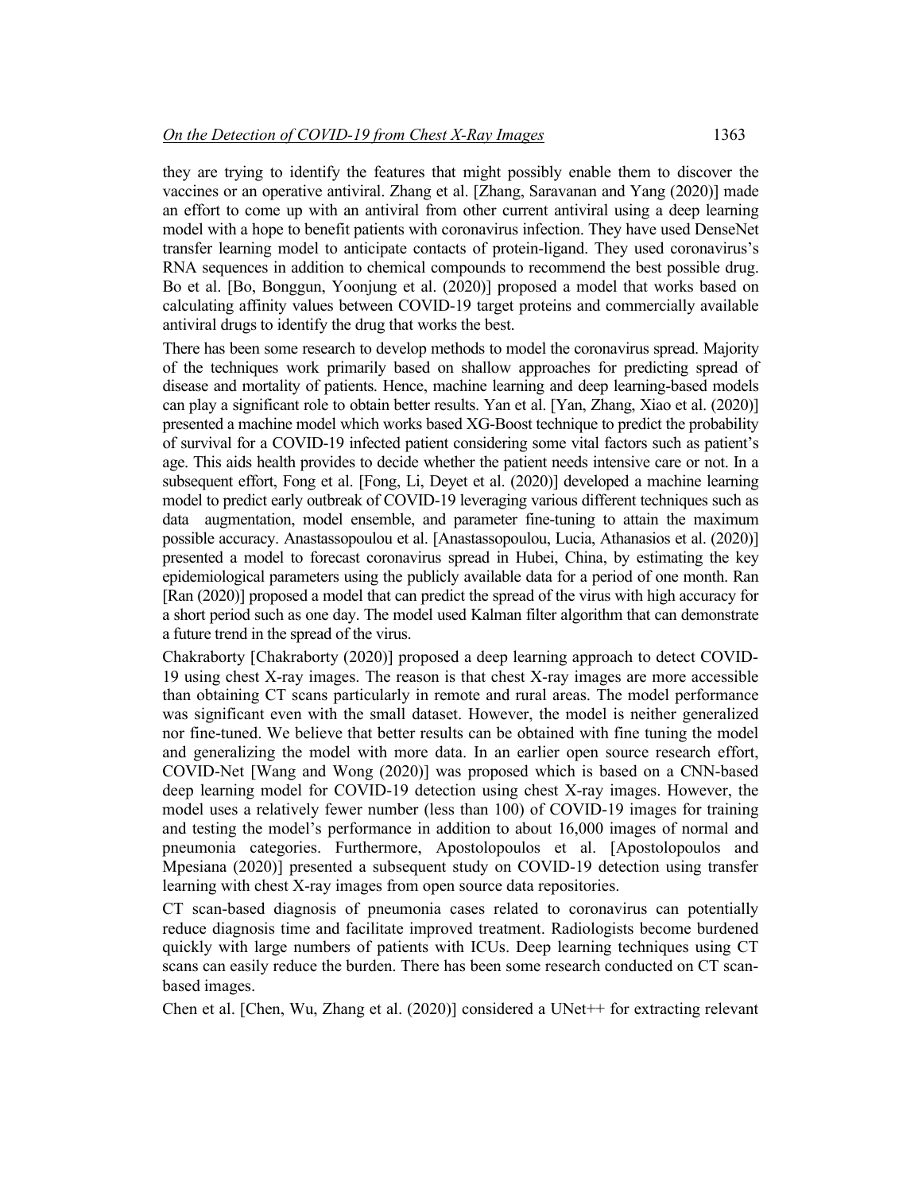they are trying to identify the features that might possibly enable them to discover the vaccines or an operative antiviral. Zhang et al. [Zhang, Saravanan and Yang (2020)] made an effort to come up with an antiviral from other current antiviral using a deep learning model with a hope to benefit patients with coronavirus infection. They have used DenseNet transfer learning model to anticipate contacts of protein-ligand. They used coronavirus's RNA sequences in addition to chemical compounds to recommend the best possible drug. Bo et al. [Bo, Bonggun, Yoonjung et al. (2020)] proposed a model that works based on calculating affinity values between COVID-19 target proteins and commercially available antiviral drugs to identify the drug that works the best.

There has been some research to develop methods to model the coronavirus spread. Majority of the techniques work primarily based on shallow approaches for predicting spread of disease and mortality of patients. Hence, machine learning and deep learning-based models can play a significant role to obtain better results. Yan et al. [Yan, Zhang, Xiao et al. (2020)] presented a machine model which works based XG-Boost technique to predict the probability of survival for a COVID-19 infected patient considering some vital factors such as patient's age. This aids health provides to decide whether the patient needs intensive care or not. In a subsequent effort, Fong et al. [Fong, Li, Deyet et al. (2020)] developed a machine learning model to predict early outbreak of COVID-19 leveraging various different techniques such as data augmentation, model ensemble, and parameter fine-tuning to attain the maximum possible accuracy. Anastassopoulou et al. [Anastassopoulou, Lucia, Athanasios et al. (2020)] presented a model to forecast coronavirus spread in Hubei, China, by estimating the key epidemiological parameters using the publicly available data for a period of one month. Ran [Ran (2020)] proposed a model that can predict the spread of the virus with high accuracy for a short period such as one day. The model used Kalman filter algorithm that can demonstrate a future trend in the spread of the virus.

Chakraborty [Chakraborty (2020)] proposed a deep learning approach to detect COVID-19 using chest X-ray images. The reason is that chest X-ray images are more accessible than obtaining CT scans particularly in remote and rural areas. The model performance was significant even with the small dataset. However, the model is neither generalized nor fine-tuned. We believe that better results can be obtained with fine tuning the model and generalizing the model with more data. In an earlier open source research effort, COVID-Net [Wang and Wong (2020)] was proposed which is based on a CNN-based deep learning model for COVID-19 detection using chest X-ray images. However, the model uses a relatively fewer number (less than 100) of COVID-19 images for training and testing the model's performance in addition to about 16,000 images of normal and pneumonia categories. Furthermore, Apostolopoulos et al. [Apostolopoulos and Mpesiana (2020)] presented a subsequent study on COVID-19 detection using transfer learning with chest X-ray images from open source data repositories.

CT scan-based diagnosis of pneumonia cases related to coronavirus can potentially reduce diagnosis time and facilitate improved treatment. Radiologists become burdened quickly with large numbers of patients with ICUs. Deep learning techniques using CT scans can easily reduce the burden. There has been some research conducted on CT scan-based images.

Chen et al. [Chen, Wu, Zhang et al. (2020)] considered a UNet++ for extracting relevant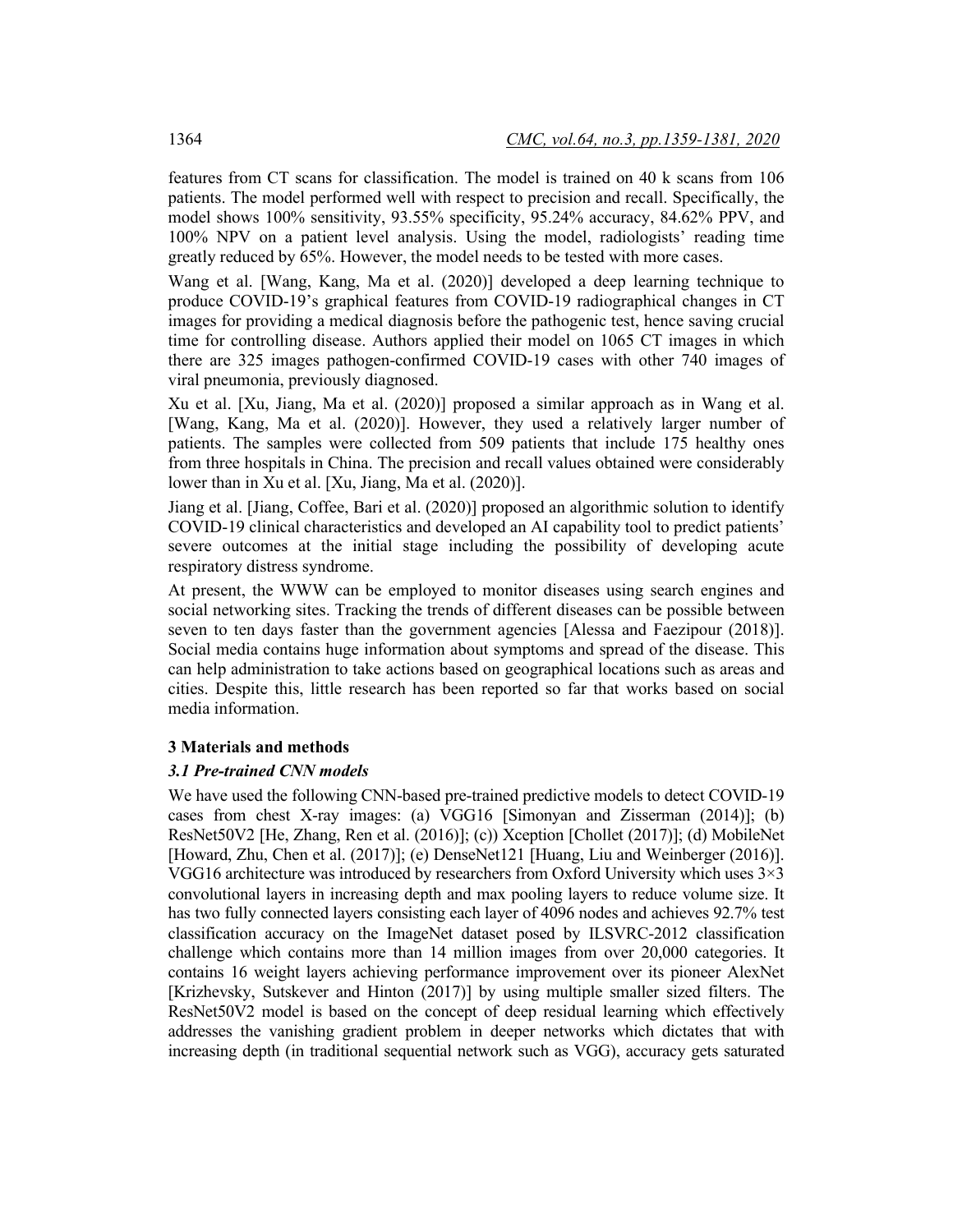features from CT scans for classification. The model is trained on 40 k scans from 106 patients. The model performed well with respect to precision and recall. Specifically, the model shows 100% sensitivity, 93.55% specificity, 95.24% accuracy, 84.62% PPV, and 100% NPV on a patient level analysis. Using the model, radiologists' reading time greatly reduced by 65%. However, the model needs to be tested with more cases.

Wang et al. [Wang, Kang, Ma et al. (2020)] developed a deep learning technique to produce COVID-19's graphical features from COVID-19 radiographical changes in CT images for providing a medical diagnosis before the pathogenic test, hence saving crucial time for controlling disease. Authors applied their model on 1065 CT images in which there are 325 images pathogen-confirmed COVID-19 cases with other 740 images of viral pneumonia, previously diagnosed.

Xu et al. [Xu, Jiang, Ma et al. (2020)] proposed a similar approach as in Wang et al. [Wang, Kang, Ma et al. (2020)]. However, they used a relatively larger number of patients. The samples were collected from 509 patients that include 175 healthy ones from three hospitals in China. The precision and recall values obtained were considerably lower than in Xu et al. [Xu, Jiang, Ma et al. (2020)].

Jiang et al. [Jiang, Coffee, Bari et al. (2020)] proposed an algorithmic solution to identify COVID-19 clinical characteristics and developed an AI capability tool to predict patients' severe outcomes at the initial stage including the possibility of developing acute respiratory distress syndrome.

At present, the WWW can be employed to monitor diseases using search engines and social networking sites. Tracking the trends of different diseases can be possible between seven to ten days faster than the government agencies [Alessa and Faezipour (2018)]. Social media contains huge information about symptoms and spread of the disease. This can help administration to take actions based on geographical locations such as areas and cities. Despite this, little research has been reported so far that works based on social media information.

## 3 Materials and methods

### *3.1 Pre-trained CNN models*

We have used the following CNN-based pre-trained predictive models to detect COVID-19 cases from chest X-ray images: (a) VGG16 [Simonyan and Zisserman (2014)]; (b) ResNet50V2 [He, Zhang, Ren et al. (2016)]; (c)) Xception [Chollet (2017)]; (d) MobileNet [Howard, Zhu, Chen et al. (2017)]; (e) DenseNet121 [Huang, Liu and Weinberger (2016)]. VGG16 architecture was introduced by researchers from Oxford University which uses $3\times3$ convolutional layers in increasing depth and max pooling layers to reduce volume size. It has two fully connected layers consisting each layer of 4096 nodes and achieves 92.7% test classification accuracy on the ImageNet dataset posed by ILSVRC-2012 classification challenge which contains more than 14 million images from over 20,000 categories. It contains 16 weight layers achieving performance improvement over its pioneer AlexNet [Krizhevsky, Sutskever and Hinton (2017)] by using multiple smaller sized filters. The ResNet50V2 model is based on the concept of deep residual learning which effectively addresses the vanishing gradient problem in deeper networks which dictates that with increasing depth (in traditional sequential network such as VGG), accuracy gets saturated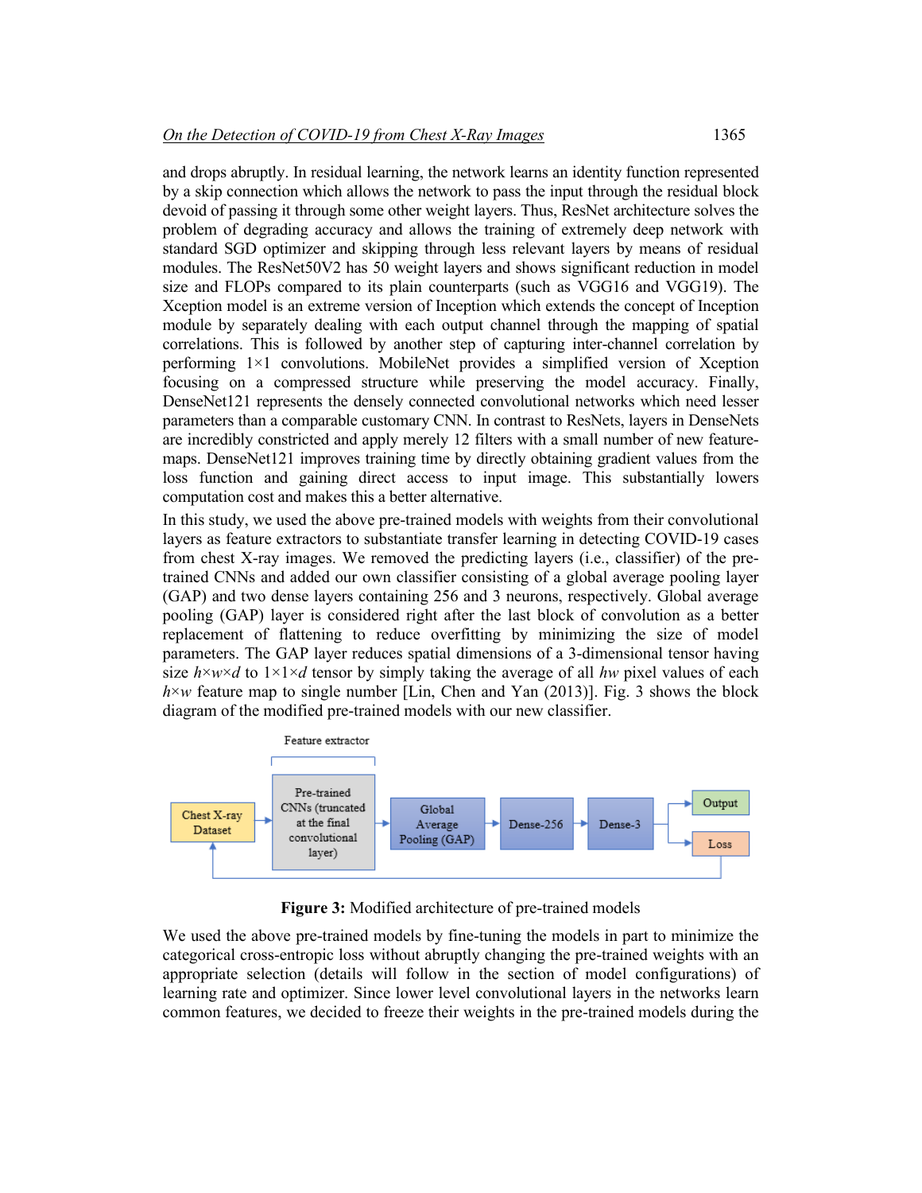and drops abruptly. In residual learning, the network learns an identity function represented by a skip connection which allows the network to pass the input through the residual block devoid of passing it through some other weight layers. Thus, ResNet architecture solves the problem of degrading accuracy and allows the training of extremely deep network with standard SGD optimizer and skipping through less relevant layers by means of residual modules. The ResNet50V2 has 50 weight layers and shows significant reduction in model size and FLOPs compared to its plain counterparts (such as VGG16 and VGG19). The Xception model is an extreme version of Inception which extends the concept of Inception module by separately dealing with each output channel through the mapping of spatial correlations. This is followed by another step of capturing inter-channel correlation by performing 1×1 convolutions. MobileNet provides a simplified version of Xception focusing on a compressed structure while preserving the model accuracy. Finally, DenseNet121 represents the densely connected convolutional networks which need lesser parameters than a comparable customary CNN. In contrast to ResNets, layers in DenseNets are incredibly constricted and apply merely 12 filters with a small number of new feature-maps. DenseNet121 improves training time by directly obtaining gradient values from the loss function and gaining direct access to input image. This substantially lowers computation cost and makes this a better alternative.

In this study, we used the above pre-trained models with weights from their convolutional layers as feature extractors to substantiate transfer learning in detecting COVID-19 cases from chest X-ray images. We removed the predicting layers (i.e., classifier) of the pre-trained CNNs and added our own classifier consisting of a global average pooling layer (GAP) and two dense layers containing 256 and 3 neurons, respectively. Global average pooling (GAP) layer is considered right after the last block of convolution as a better replacement of flattening to reduce overfitting by minimizing the size of model parameters. The GAP layer reduces spatial dimensions of a 3-dimensional tensor having size $h \times w \times d$ to $1 \times 1 \times d$ tensor by simply taking the average of all $hw$ pixel values of each $h \times w$ feature map to single number [Lin, Chen and Yan (2013)]. Fig. 3 shows the block diagram of the modified pre-trained models with our new classifier.

Feature extractor

Chest X-ray Dataset → Pre-trained CNNs (truncated at the final convolutional layer) → Global Average Pooling (GAP) → Dense-256 → Dense-3 → Output / Loss

**Figure 3:** Modified architecture of pre-trained models

We used the above pre-trained models by fine-tuning the models in part to minimize the categorical cross-entropic loss without abruptly changing the pre-trained weights with an appropriate selection (details will follow in the section of model configurations) of learning rate and optimizer. Since lower level convolutional layers in the networks learn common features, we decided to freeze their weights in the pre-trained models during the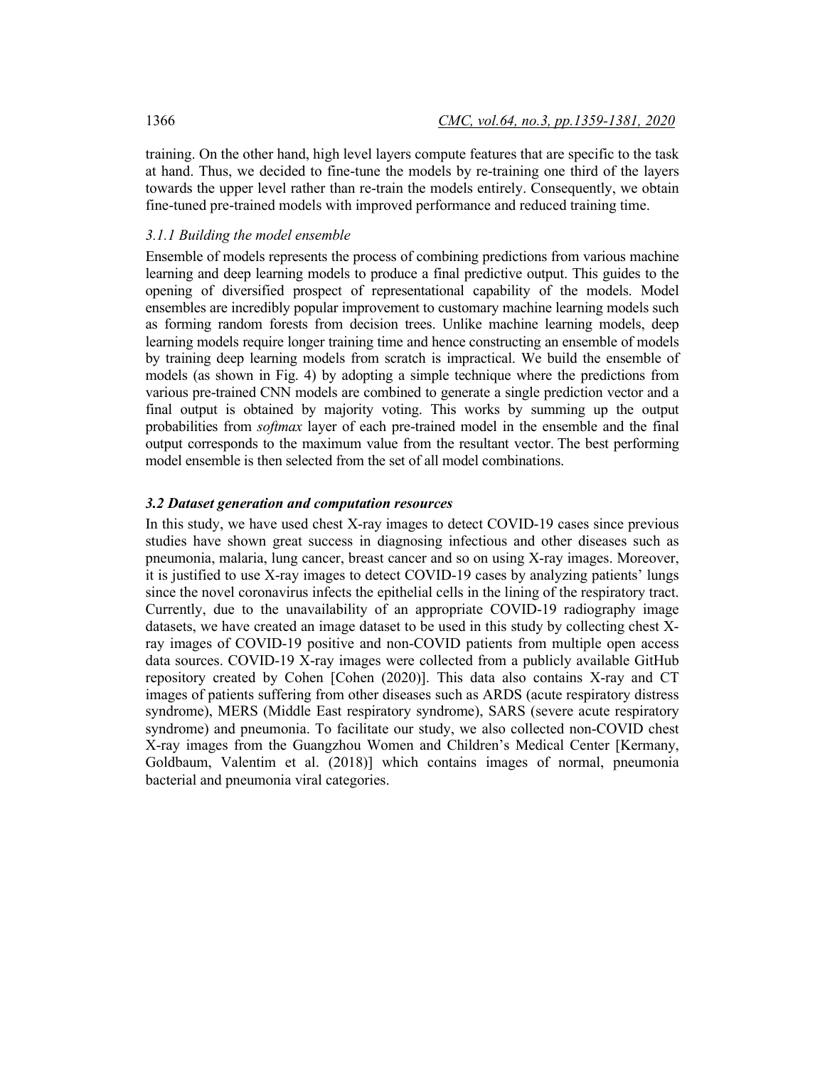training. On the other hand, high level layers compute features that are specific to the task at hand. Thus, we decided to fine-tune the models by re-training one third of the layers towards the upper level rather than re-train the models entirely. Consequently, we obtain fine-tuned pre-trained models with improved performance and reduced training time.

#### *3.1.1 Building the model ensemble*

Ensemble of models represents the process of combining predictions from various machine learning and deep learning models to produce a final predictive output. This guides to the opening of diversified prospect of representational capability of the models. Model ensembles are incredibly popular improvement to customary machine learning models such as forming random forests from decision trees. Unlike machine learning models, deep learning models require longer training time and hence constructing an ensemble of models by training deep learning models from scratch is impractical. We build the ensemble of models (as shown in Fig. 4) by adopting a simple technique where the predictions from various pre-trained CNN models are combined to generate a single prediction vector and a final output is obtained by majority voting. This works by summing up the output probabilities from *softmax* layer of each pre-trained model in the ensemble and the final output corresponds to the maximum value from the resultant vector. The best performing model ensemble is then selected from the set of all model combinations.

### ***3.2 Dataset generation and computation resources***

In this study, we have used chest X-ray images to detect COVID-19 cases since previous studies have shown great success in diagnosing infectious and other diseases such as pneumonia, malaria, lung cancer, breast cancer and so on using X-ray images. Moreover, it is justified to use X-ray images to detect COVID-19 cases by analyzing patients' lungs since the novel coronavirus infects the epithelial cells in the lining of the respiratory tract. Currently, due to the unavailability of an appropriate COVID-19 radiography image datasets, we have created an image dataset to be used in this study by collecting chest X-ray images of COVID-19 positive and non-COVID patients from multiple open access data sources. COVID-19 X-ray images were collected from a publicly available GitHub repository created by Cohen [Cohen (2020)]. This data also contains X-ray and CT images of patients suffering from other diseases such as ARDS (acute respiratory distress syndrome), MERS (Middle East respiratory syndrome), SARS (severe acute respiratory syndrome) and pneumonia. To facilitate our study, we also collected non-COVID chest X-ray images from the Guangzhou Women and Children's Medical Center [Kermany, Goldbaum, Valentim et al. (2018)] which contains images of normal, pneumonia bacterial and pneumonia viral categories.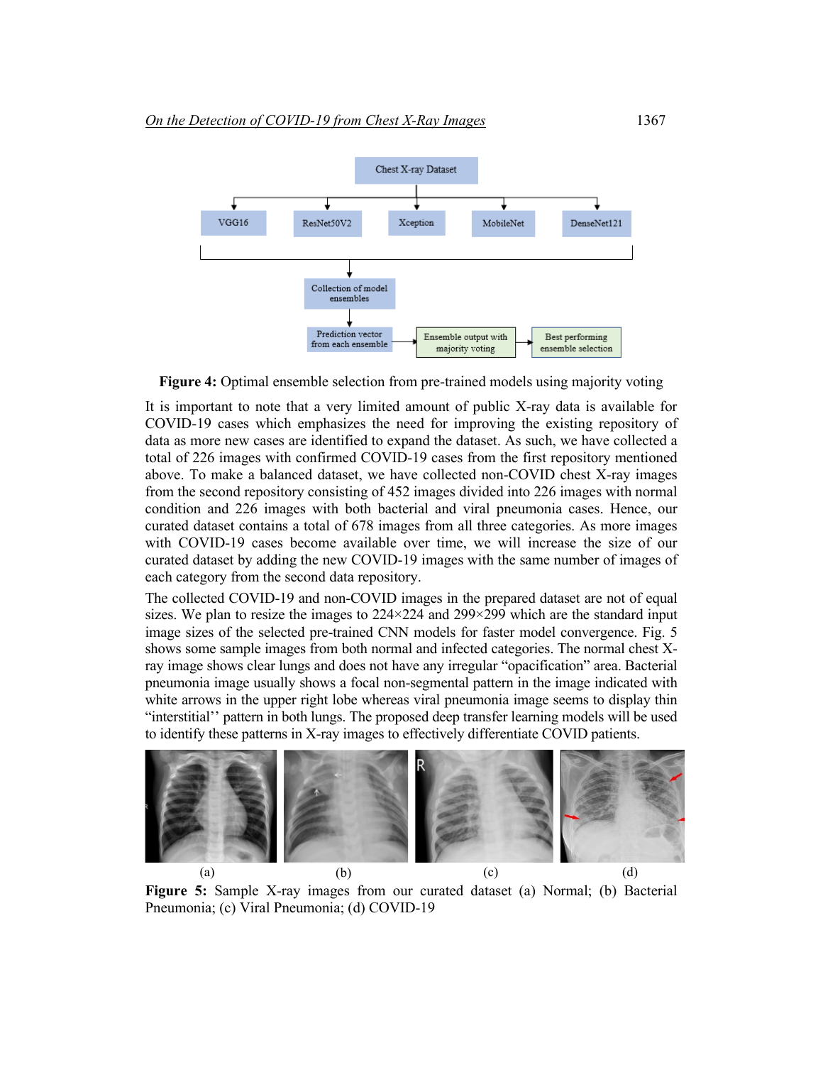**Figure 4:** Optimal ensemble selection from pre-trained models using majority voting

It is important to note that a very limited amount of public X-ray data is available for COVID-19 cases which emphasizes the need for improving the existing repository of data as more new cases are identified to expand the dataset. As such, we have collected a total of 226 images with confirmed COVID-19 cases from the first repository mentioned above. To make a balanced dataset, we have collected non-COVID chest X-ray images from the second repository consisting of 452 images divided into 226 images with normal condition and 226 images with both bacterial and viral pneumonia cases. Hence, our curated dataset contains a total of 678 images from all three categories. As more images with COVID-19 cases become available over time, we will increase the size of our curated dataset by adding the new COVID-19 images with the same number of images of each category from the second data repository.

The collected COVID-19 and non-COVID images in the prepared dataset are not of equal sizes. We plan to resize the images to 224×224 and 299×299 which are the standard input image sizes of the selected pre-trained CNN models for faster model convergence. Fig. 5 shows some sample images from both normal and infected categories. The normal chest X-ray image shows clear lungs and does not have any irregular "opacification" area. Bacterial pneumonia image usually shows a focal non-segmental pattern in the image indicated with white arrows in the upper right lobe whereas viral pneumonia image seems to display thin "interstitial'' pattern in both lungs. The proposed deep transfer learning models will be used to identify these patterns in X-ray images to effectively differentiate COVID patients.

**Figure 5:** Sample X-ray images from our curated dataset (a) Normal; (b) Bacterial Pneumonia; (c) Viral Pneumonia; (d) COVID-19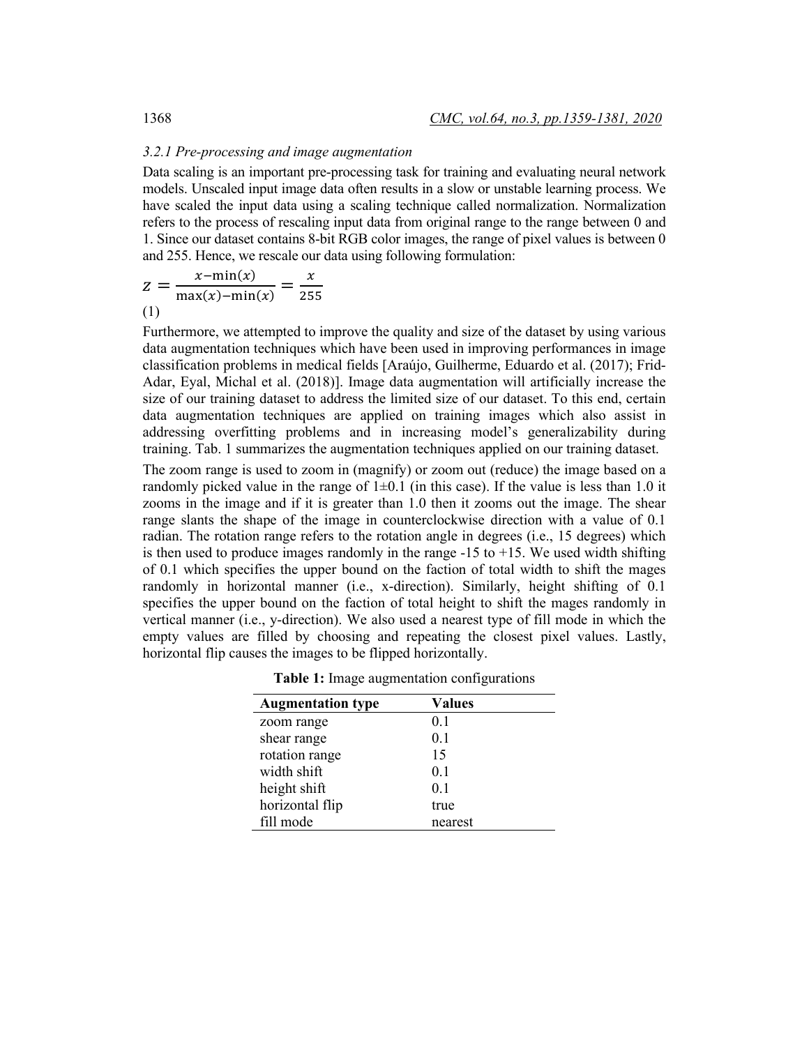### 3.2.1 Pre-processing and image augmentation

Data scaling is an important pre-processing task for training and evaluating neural network models. Unscaled input image data often results in a slow or unstable learning process. We have scaled the input data using a scaling technique called normalization. Normalization refers to the process of rescaling input data from original range to the range between 0 and 1. Since our dataset contains 8-bit RGB color images, the range of pixel values is between 0 and 255. Hence, we rescale our data using following formulation:

$$z = \frac{x - \min(x)}{\max(x) - \min(x)} = \frac{x}{255} \tag{1}$$

Furthermore, we attempted to improve the quality and size of the dataset by using various data augmentation techniques which have been used in improving performances in image classification problems in medical fields [Araújo, Guilherme, Eduardo et al. (2017); Frid-Adar, Eyal, Michal et al. (2018)]. Image data augmentation will artificially increase the size of our training dataset to address the limited size of our dataset. To this end, certain data augmentation techniques are applied on training images which also assist in addressing overfitting problems and in increasing model's generalizability during training. Tab. 1 summarizes the augmentation techniques applied on our training dataset.

The zoom range is used to zoom in (magnify) or zoom out (reduce) the image based on a randomly picked value in the range of 1±0.1 (in this case). If the value is less than 1.0 it zooms in the image and if it is greater than 1.0 then it zooms out the image. The shear range slants the shape of the image in counterclockwise direction with a value of 0.1 radian. The rotation range refers to the rotation angle in degrees (i.e., 15 degrees) which is then used to produce images randomly in the range -15 to +15. We used width shifting of 0.1 which specifies the upper bound on the faction of total width to shift the mages randomly in horizontal manner (i.e., x-direction). Similarly, height shifting of 0.1 specifies the upper bound on the faction of total height to shift the mages randomly in vertical manner (i.e., y-direction). We also used a nearest type of fill mode in which the empty values are filled by choosing and repeating the closest pixel values. Lastly, horizontal flip causes the images to be flipped horizontally.

**Table 1:** Image augmentation configurations

| Augmentation type | Values |
|---|---|
| zoom range | 0.1 |
| shear range | 0.1 |
| rotation range | 15 |
| width shift | 0.1 |
| height shift | 0.1 |
| horizontal flip | true |
| fill mode | nearest |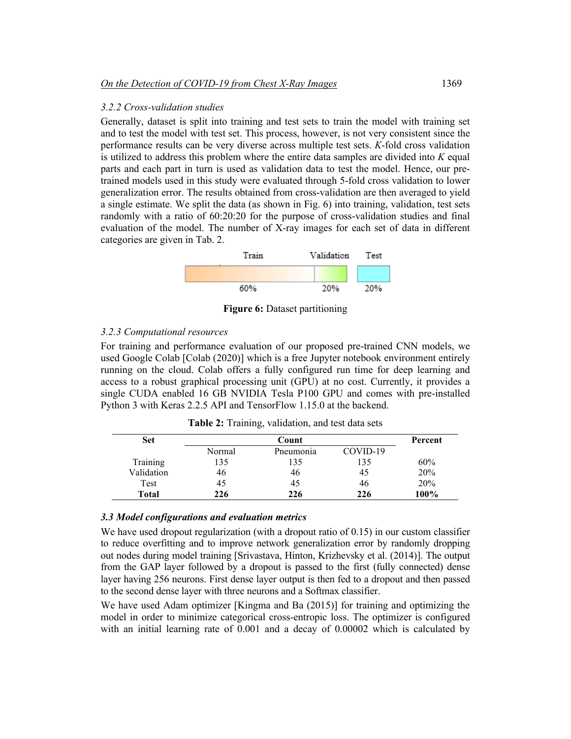*3.2.2 Cross-validation studies*

Generally, dataset is split into training and test sets to train the model with training set and to test the model with test set. This process, however, is not very consistent since the performance results can be very diverse across multiple test sets. *K*-fold cross validation is utilized to address this problem where the entire data samples are divided into *K* equal parts and each part in turn is used as validation data to test the model. Hence, our pre-trained models used in this study were evaluated through 5-fold cross validation to lower generalization error. The results obtained from cross-validation are then averaged to yield a single estimate. We split the data (as shown in Fig. 6) into training, validation, test sets randomly with a ratio of 60:20:20 for the purpose of cross-validation studies and final evaluation of the model. The number of X-ray images for each set of data in different categories are given in Tab. 2.

| Train | Validation | Test |
|---|---|---|
| 60% | 20% | 20% |

**Figure 6:** Dataset partitioning

*3.2.3 Computational resources*

For training and performance evaluation of our proposed pre-trained CNN models, we used Google Colab [Colab (2020)] which is a free Jupyter notebook environment entirely running on the cloud. Colab offers a fully configured run time for deep learning and access to a robust graphical processing unit (GPU) at no cost. Currently, it provides a single CUDA enabled 16 GB NVIDIA Tesla P100 GPU and comes with pre-installed Python 3 with Keras 2.2.5 API and TensorFlow 1.15.0 at the backend.

**Table 2:** Training, validation, and test data sets

| Set | Count | | | Percent |
|---|---|---|---|---|
| | Normal | Pneumonia | COVID-19 | |
| Training | 135 | 135 | 135 | 60% |
| Validation | 46 | 46 | 45 | 20% |
| Test | 45 | 45 | 46 | 20% |
| **Total** | **226** | **226** | **226** | **100%** |

### *3.3 Model configurations and evaluation metrics*

We have used dropout regularization (with a dropout ratio of 0.15) in our custom classifier to reduce overfitting and to improve network generalization error by randomly dropping out nodes during model training [Srivastava, Hinton, Krizhevsky et al. (2014)]. The output from the GAP layer followed by a dropout is passed to the first (fully connected) dense layer having 256 neurons. First dense layer output is then fed to a dropout and then passed to the second dense layer with three neurons and a Softmax classifier.

We have used Adam optimizer [Kingma and Ba (2015)] for training and optimizing the model in order to minimize categorical cross-entropic loss. The optimizer is configured with an initial learning rate of 0.001 and a decay of 0.00002 which is calculated by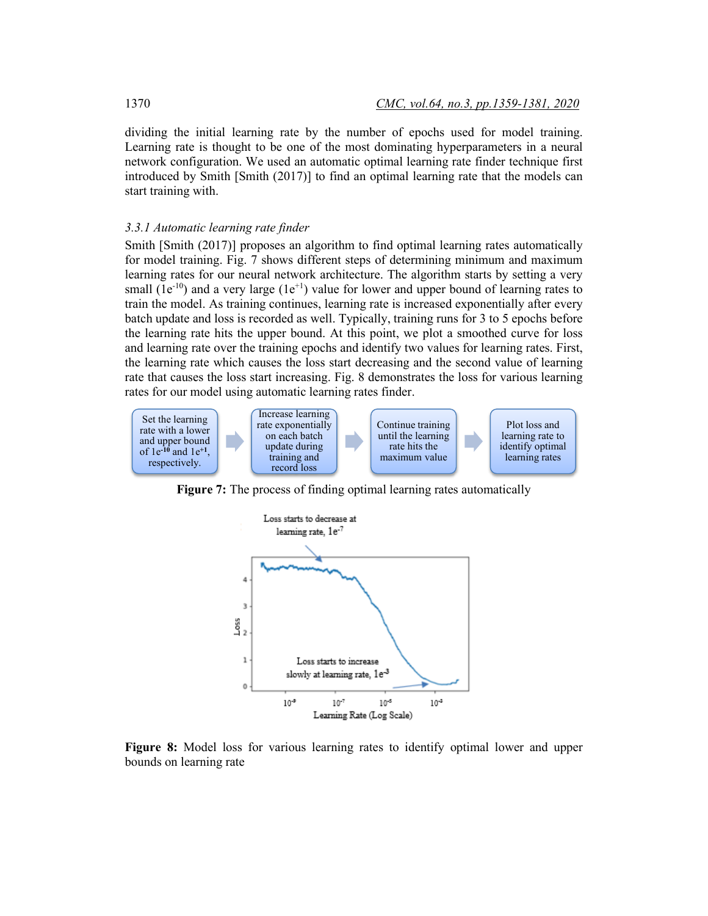dividing the initial learning rate by the number of epochs used for model training. Learning rate is thought to be one of the most dominating hyperparameters in a neural network configuration. We used an automatic optimal learning rate finder technique first introduced by Smith [Smith (2017)] to find an optimal learning rate that the models can start training with.

### *3.3.1 Automatic learning rate finder*

Smith [Smith (2017)] proposes an algorithm to find optimal learning rates automatically for model training. Fig. 7 shows different steps of determining minimum and maximum learning rates for our neural network architecture. The algorithm starts by setting a very small ($1e^{-10}$) and a very large ($1e^{+1}$) value for lower and upper bound of learning rates to train the model. As training continues, learning rate is increased exponentially after every batch update and loss is recorded as well. Typically, training runs for 3 to 5 epochs before the learning rate hits the upper bound. At this point, we plot a smoothed curve for loss and learning rate over the training epochs and identify two values for learning rates. First, the learning rate which causes the loss start decreasing and the second value of learning rate that causes the loss start increasing. Fig. 8 demonstrates the loss for various learning rates for our model using automatic learning rates finder.

Set the learning rate with a lower and upper bound of $1e^{-10}$ and $1e^{+1}$, respectively. → Increase learning rate exponentially on each batch update during training and record loss → Continue training until the learning rate hits the maximum value → Plot loss and learning rate to identify optimal learning rates

**Figure 7:** The process of finding optimal learning rates automatically

**Figure 8:** Model loss for various learning rates to identify optimal lower and upper bounds on learning rate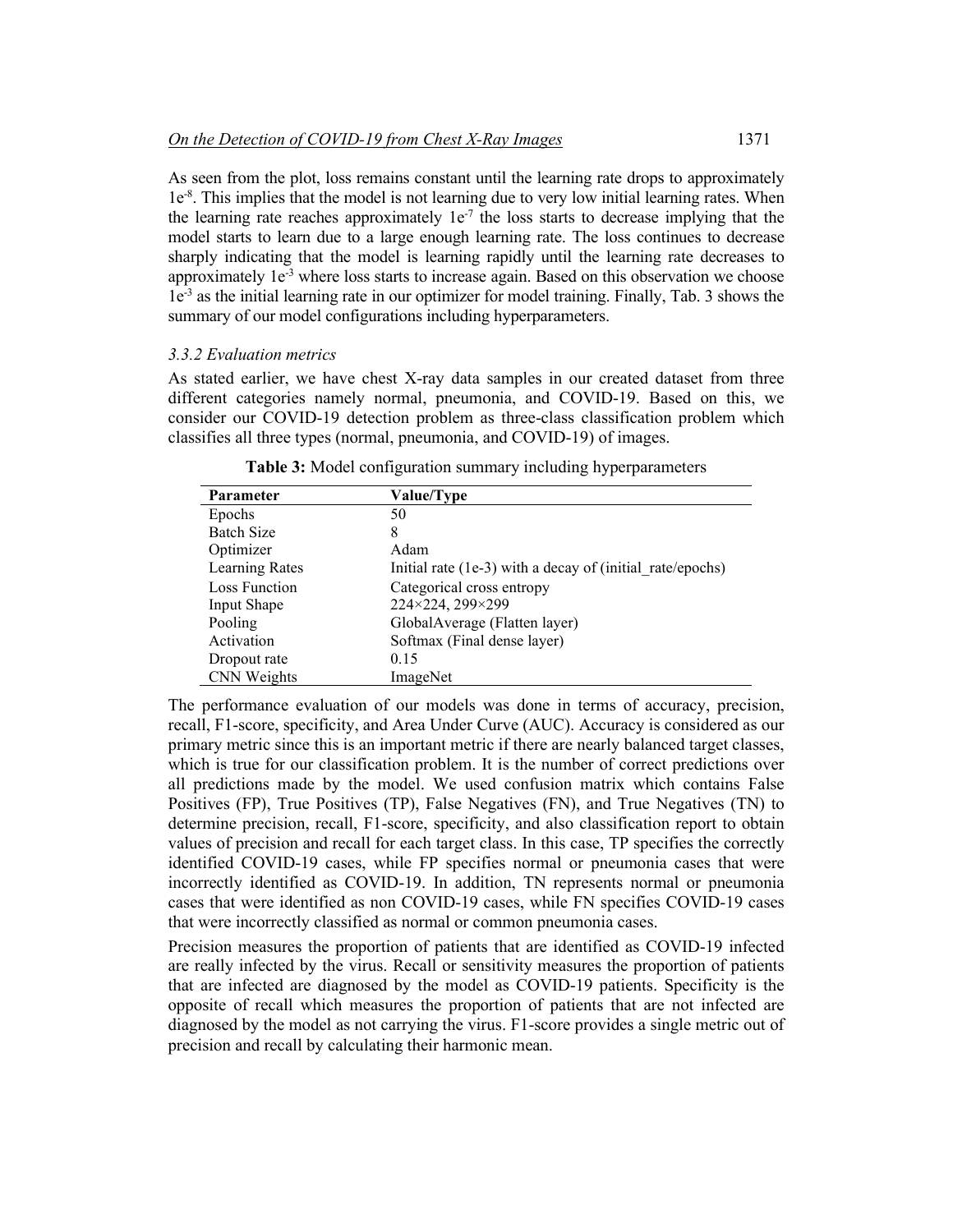As seen from the plot, loss remains constant until the learning rate drops to approximately $1e^{-8}$. This implies that the model is not learning due to very low initial learning rates. When the learning rate reaches approximately $1e^{-7}$ the loss starts to decrease implying that the model starts to learn due to a large enough learning rate. The loss continues to decrease sharply indicating that the model is learning rapidly until the learning rate decreases to approximately $1e^{-3}$ where loss starts to increase again. Based on this observation we choose $1e^{-3}$ as the initial learning rate in our optimizer for model training. Finally, Tab. 3 shows the summary of our model configurations including hyperparameters.

### *3.3.2 Evaluation metrics*

As stated earlier, we have chest X-ray data samples in our created dataset from three different categories namely normal, pneumonia, and COVID-19. Based on this, we consider our COVID-19 detection problem as three-class classification problem which classifies all three types (normal, pneumonia, and COVID-19) of images.

**Table 3:** Model configuration summary including hyperparameters

| Parameter | Value/Type |
|---|---|
| Epochs | 50 |
| Batch Size | 8 |
| Optimizer | Adam |
| Learning Rates | Initial rate (1e-3) with a decay of (initial_rate/epochs) |
| Loss Function | Categorical cross entropy |
| Input Shape | 224×224, 299×299 |
| Pooling | GlobalAverage (Flatten layer) |
| Activation | Softmax (Final dense layer) |
| Dropout rate | 0.15 |
| CNN Weights | ImageNet |

The performance evaluation of our models was done in terms of accuracy, precision, recall, F1-score, specificity, and Area Under Curve (AUC). Accuracy is considered as our primary metric since this is an important metric if there are nearly balanced target classes, which is true for our classification problem. It is the number of correct predictions over all predictions made by the model. We used confusion matrix which contains False Positives (FP), True Positives (TP), False Negatives (FN), and True Negatives (TN) to determine precision, recall, F1-score, specificity, and also classification report to obtain values of precision and recall for each target class. In this case, TP specifies the correctly identified COVID-19 cases, while FP specifies normal or pneumonia cases that were incorrectly identified as COVID-19. In addition, TN represents normal or pneumonia cases that were identified as non COVID-19 cases, while FN specifies COVID-19 cases that were incorrectly classified as normal or common pneumonia cases.

Precision measures the proportion of patients that are identified as COVID-19 infected are really infected by the virus. Recall or sensitivity measures the proportion of patients that are infected are diagnosed by the model as COVID-19 patients. Specificity is the opposite of recall which measures the proportion of patients that are not infected are diagnosed by the model as not carrying the virus. F1-score provides a single metric out of precision and recall by calculating their harmonic mean.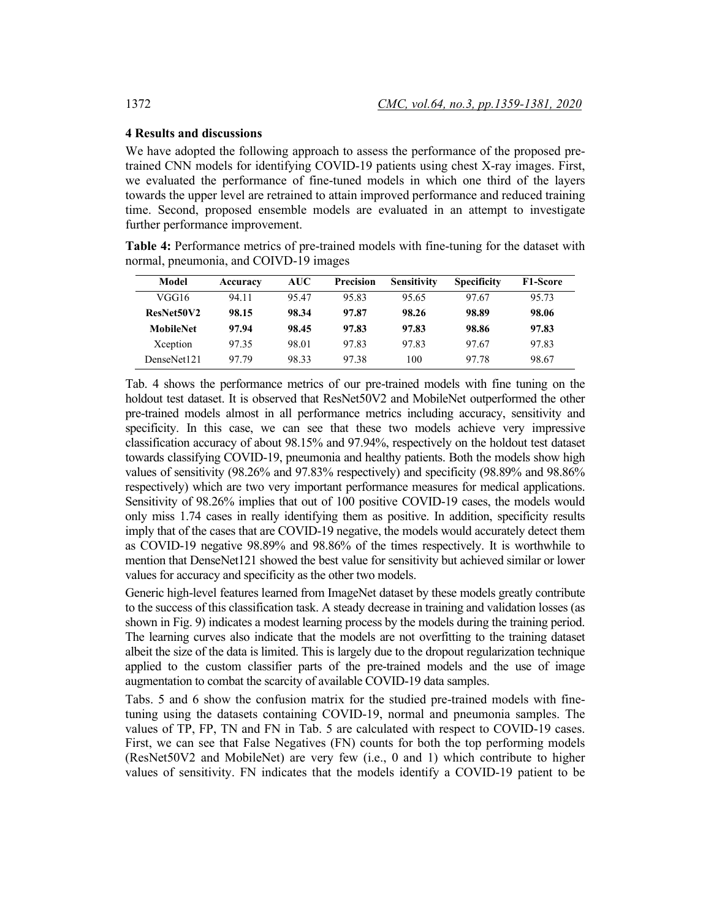## 4 Results and discussions

We have adopted the following approach to assess the performance of the proposed pre-trained CNN models for identifying COVID-19 patients using chest X-ray images. First, we evaluated the performance of fine-tuned models in which one third of the layers towards the upper level are retrained to attain improved performance and reduced training time. Second, proposed ensemble models are evaluated in an attempt to investigate further performance improvement.

**Table 4:** Performance metrics of pre-trained models with fine-tuning for the dataset with normal, pneumonia, and COIVD-19 images

| Model | Accuracy | AUC | Precision | Sensitivity | Specificity | F1-Score |
|---|---|---|---|---|---|---|
| VGG16 | 94.11 | 95.47 | 95.83 | 95.65 | 97.67 | 95.73 |
| **ResNet50V2** | **98.15** | **98.34** | **97.87** | **98.26** | **98.89** | **98.06** |
| **MobileNet** | **97.94** | **98.45** | **97.83** | **97.83** | **98.86** | **97.83** |
| Xception | 97.35 | 98.01 | 97.83 | 97.83 | 97.67 | 97.83 |
| DenseNet121 | 97.79 | 98.33 | 97.38 | 100 | 97.78 | 98.67 |

Tab. 4 shows the performance metrics of our pre-trained models with fine tuning on the holdout test dataset. It is observed that ResNet50V2 and MobileNet outperformed the other pre-trained models almost in all performance metrics including accuracy, sensitivity and specificity. In this case, we can see that these two models achieve very impressive classification accuracy of about 98.15% and 97.94%, respectively on the holdout test dataset towards classifying COVID-19, pneumonia and healthy patients. Both the models show high values of sensitivity (98.26% and 97.83% respectively) and specificity (98.89% and 98.86% respectively) which are two very important performance measures for medical applications. Sensitivity of 98.26% implies that out of 100 positive COVID-19 cases, the models would only miss 1.74 cases in really identifying them as positive. In addition, specificity results imply that of the cases that are COVID-19 negative, the models would accurately detect them as COVID-19 negative 98.89% and 98.86% of the times respectively. It is worthwhile to mention that DenseNet121 showed the best value for sensitivity but achieved similar or lower values for accuracy and specificity as the other two models.

Generic high-level features learned from ImageNet dataset by these models greatly contribute to the success of this classification task. A steady decrease in training and validation losses (as shown in Fig. 9) indicates a modest learning process by the models during the training period. The learning curves also indicate that the models are not overfitting to the training dataset albeit the size of the data is limited. This is largely due to the dropout regularization technique applied to the custom classifier parts of the pre-trained models and the use of image augmentation to combat the scarcity of available COVID-19 data samples.

Tabs. 5 and 6 show the confusion matrix for the studied pre-trained models with fine-tuning using the datasets containing COVID-19, normal and pneumonia samples. The values of TP, FP, TN and FN in Tab. 5 are calculated with respect to COVID-19 cases. First, we can see that False Negatives (FN) counts for both the top performing models (ResNet50V2 and MobileNet) are very few (i.e., 0 and 1) which contribute to higher values of sensitivity. FN indicates that the models identify a COVID-19 patient to be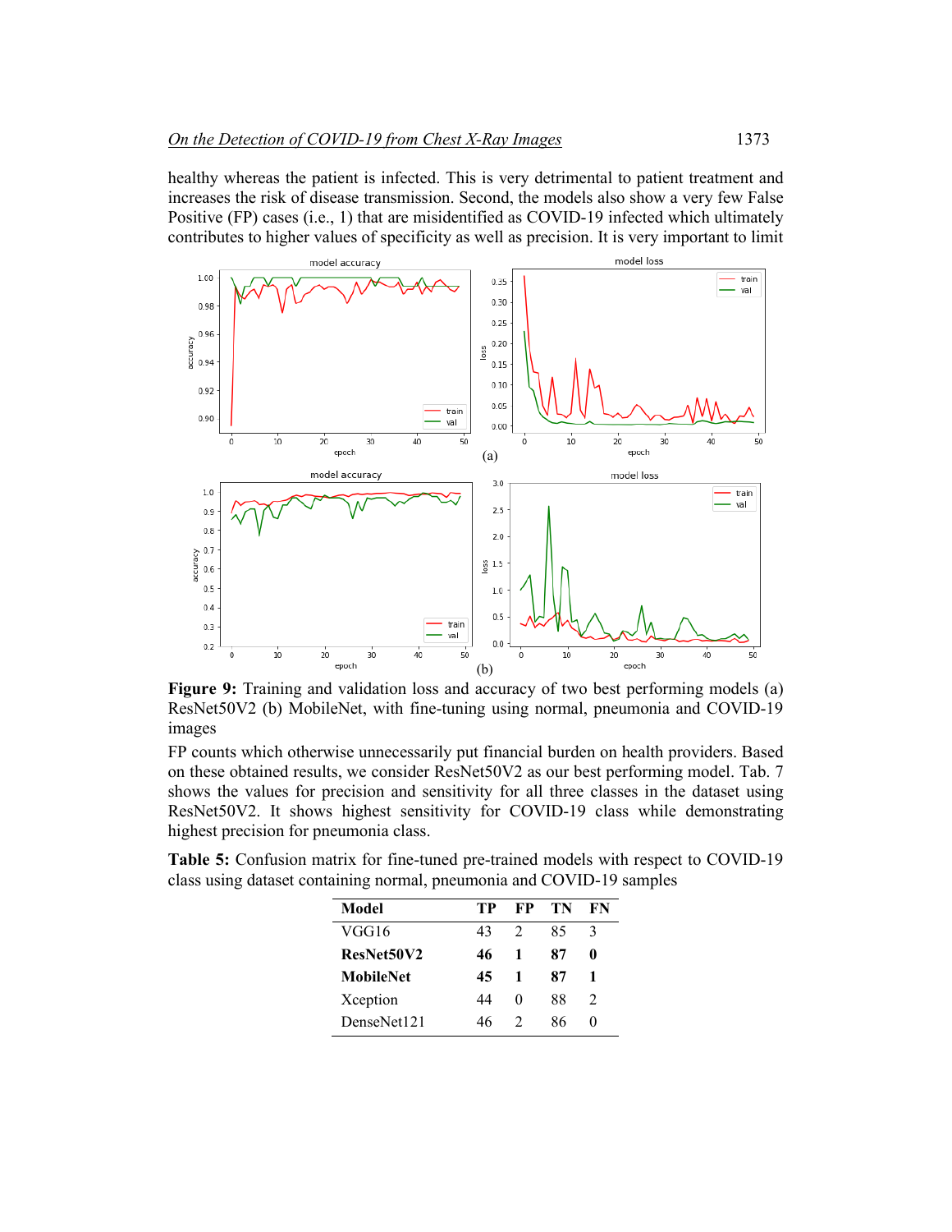healthy whereas the patient is infected. This is very detrimental to patient treatment and increases the risk of disease transmission. Second, the models also show a very few False Positive (FP) cases (i.e., 1) that are misidentified as COVID-19 infected which ultimately contributes to higher values of specificity as well as precision. It is very important to limit

**Figure 9:** Training and validation loss and accuracy of two best performing models (a) ResNet50V2 (b) MobileNet, with fine-tuning using normal, pneumonia and COVID-19 images

FP counts which otherwise unnecessarily put financial burden on health providers. Based on these obtained results, we consider ResNet50V2 as our best performing model. Tab. 7 shows the values for precision and sensitivity for all three classes in the dataset using ResNet50V2. It shows highest sensitivity for COVID-19 class while demonstrating highest precision for pneumonia class.

**Table 5:** Confusion matrix for fine-tuned pre-trained models with respect to COVID-19 class using dataset containing normal, pneumonia and COVID-19 samples

| Model | TP | FP | TN | FN |
|---|---|---|---|---|
| VGG16 | 43 | 2 | 85 | 3 |
| **ResNet50V2** | **46** | **1** | **87** | **0** |
| **MobileNet** | **45** | **1** | **87** | **1** |
| Xception | 44 | 0 | 88 | 2 |
| DenseNet121 | 46 | 2 | 86 | 0 |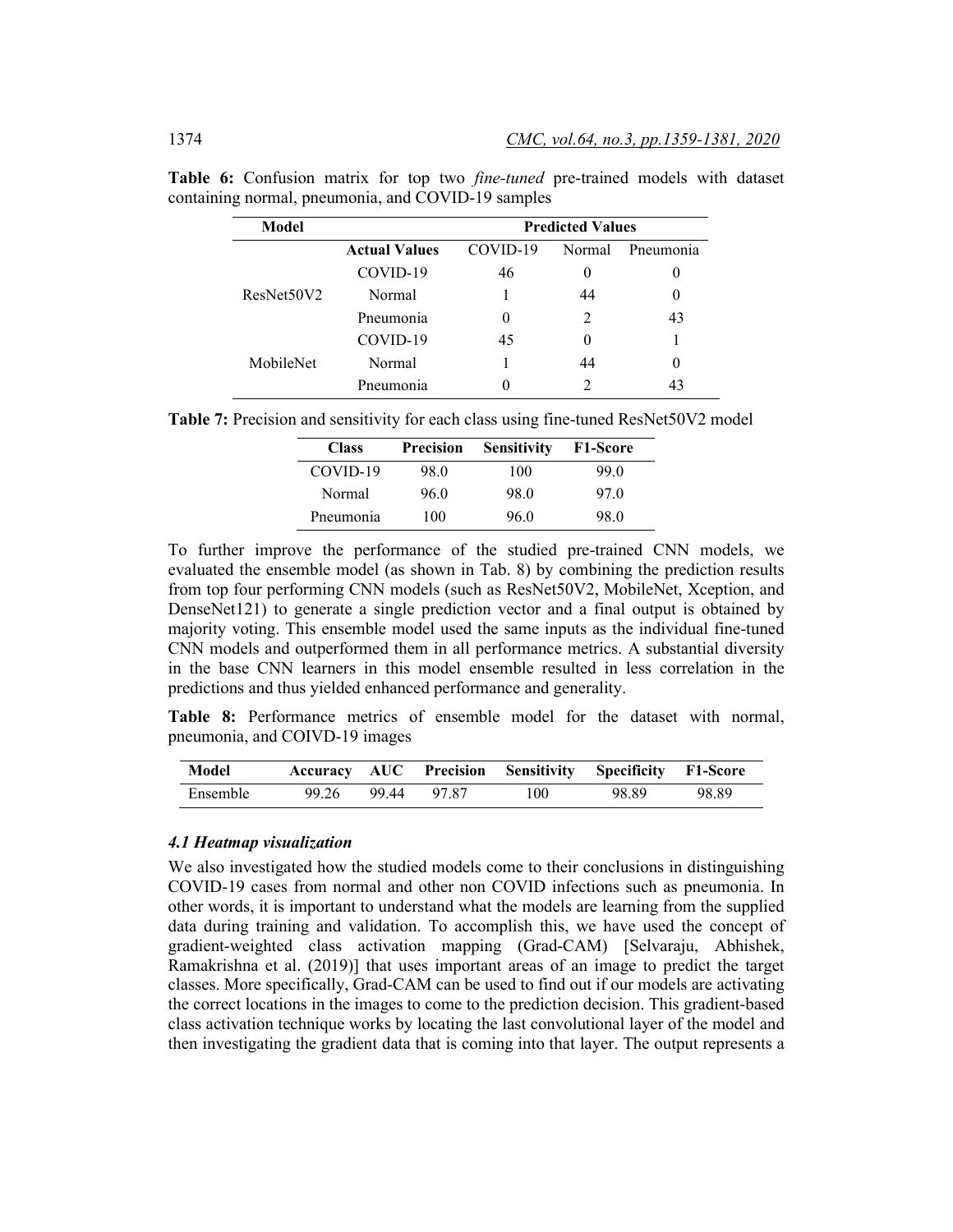**Table 6:** Confusion matrix for top two *fine-tuned* pre-trained models with dataset containing normal, pneumonia, and COVID-19 samples

| Model | | Predicted Values | | |
|---|---|---|---|---|
| | **Actual Values** | COVID-19 | Normal | Pneumonia |
| ResNet50V2 | COVID-19 | 46 | 0 | 0 |
| | Normal | 1 | 44 | 0 |
| | Pneumonia | 0 | 2 | 43 |
| MobileNet | COVID-19 | 45 | 0 | 1 |
| | Normal | 1 | 44 | 0 |
| | Pneumonia | 0 | 2 | 43 |

**Table 7:** Precision and sensitivity for each class using fine-tuned ResNet50V2 model

| Class | Precision | Sensitivity | F1-Score |
|---|---|---|---|
| COVID-19 | 98.0 | 100 | 99.0 |
| Normal | 96.0 | 98.0 | 97.0 |
| Pneumonia | 100 | 96.0 | 98.0 |

To further improve the performance of the studied pre-trained CNN models, we evaluated the ensemble model (as shown in Tab. 8) by combining the prediction results from top four performing CNN models (such as ResNet50V2, MobileNet, Xception, and DenseNet121) to generate a single prediction vector and a final output is obtained by majority voting. This ensemble model used the same inputs as the individual fine-tuned CNN models and outperformed them in all performance metrics. A substantial diversity in the base CNN learners in this model ensemble resulted in less correlation in the predictions and thus yielded enhanced performance and generality.

**Table 8:** Performance metrics of ensemble model for the dataset with normal, pneumonia, and COIVD-19 images

| Model | Accuracy | AUC | Precision | Sensitivity | Specificity | F1-Score |
|---|---|---|---|---|---|---|
| Ensemble | 99.26 | 99.44 | 97.87 | 100 | 98.89 | 98.89 |

### *4.1 Heatmap visualization*

We also investigated how the studied models come to their conclusions in distinguishing COVID-19 cases from normal and other non COVID infections such as pneumonia. In other words, it is important to understand what the models are learning from the supplied data during training and validation. To accomplish this, we have used the concept of gradient-weighted class activation mapping (Grad-CAM) [Selvaraju, Abhishek, Ramakrishna et al. (2019)] that uses important areas of an image to predict the target classes. More specifically, Grad-CAM can be used to find out if our models are activating the correct locations in the images to come to the prediction decision. This gradient-based class activation technique works by locating the last convolutional layer of the model and then investigating the gradient data that is coming into that layer. The output represents a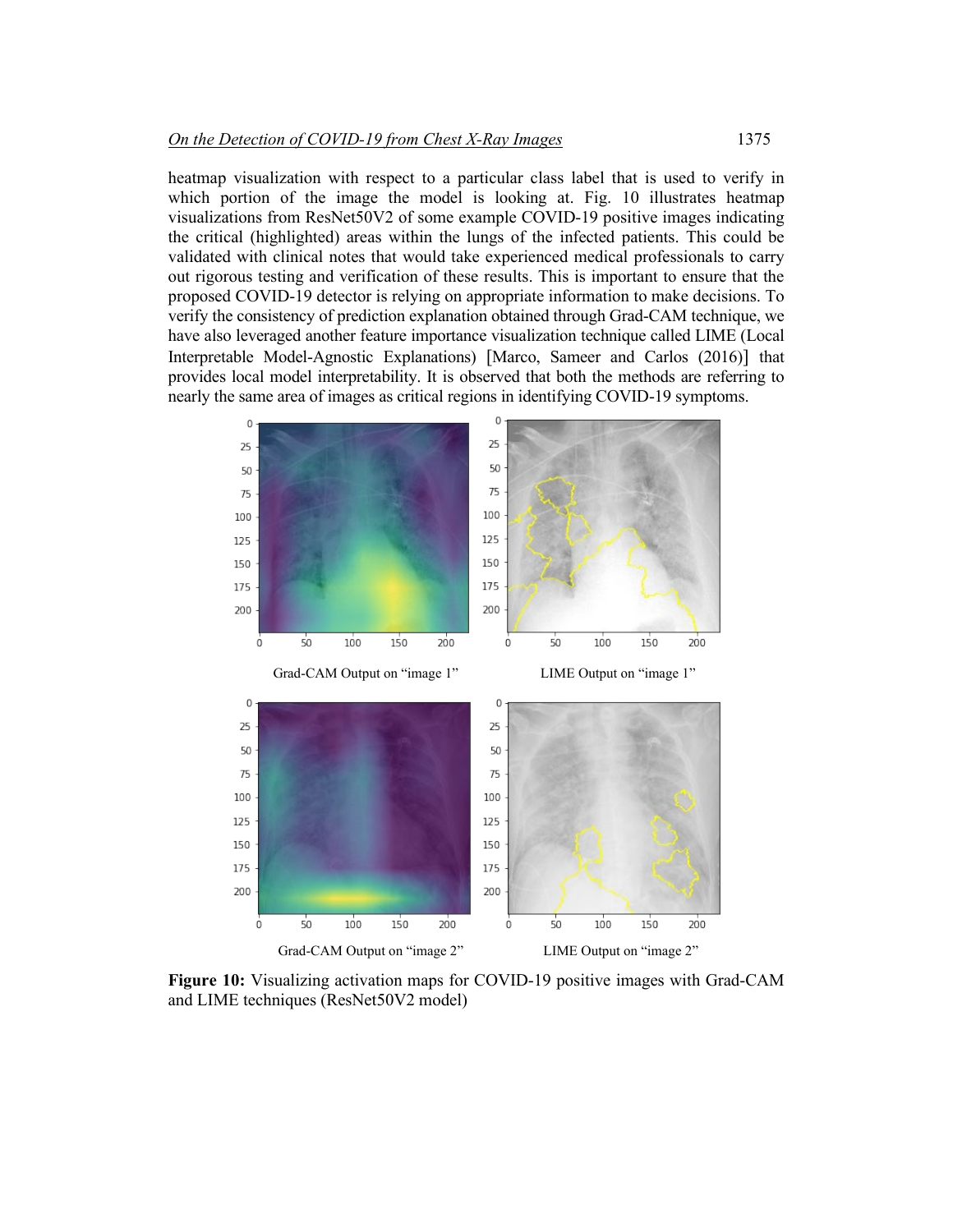heatmap visualization with respect to a particular class label that is used to verify in which portion of the image the model is looking at. Fig. 10 illustrates heatmap visualizations from ResNet50V2 of some example COVID-19 positive images indicating the critical (highlighted) areas within the lungs of the infected patients. This could be validated with clinical notes that would take experienced medical professionals to carry out rigorous testing and verification of these results. This is important to ensure that the proposed COVID-19 detector is relying on appropriate information to make decisions. To verify the consistency of prediction explanation obtained through Grad-CAM technique, we have also leveraged another feature importance visualization technique called LIME (Local Interpretable Model-Agnostic Explanations) [Marco, Sameer and Carlos (2016)] that provides local model interpretability. It is observed that both the methods are referring to nearly the same area of images as critical regions in identifying COVID-19 symptoms.

Grad-CAM Output on "image 1"

LIME Output on "image 1"

Grad-CAM Output on "image 2"

LIME Output on "image 2"

**Figure 10:** Visualizing activation maps for COVID-19 positive images with Grad-CAM and LIME techniques (ResNet50V2 model)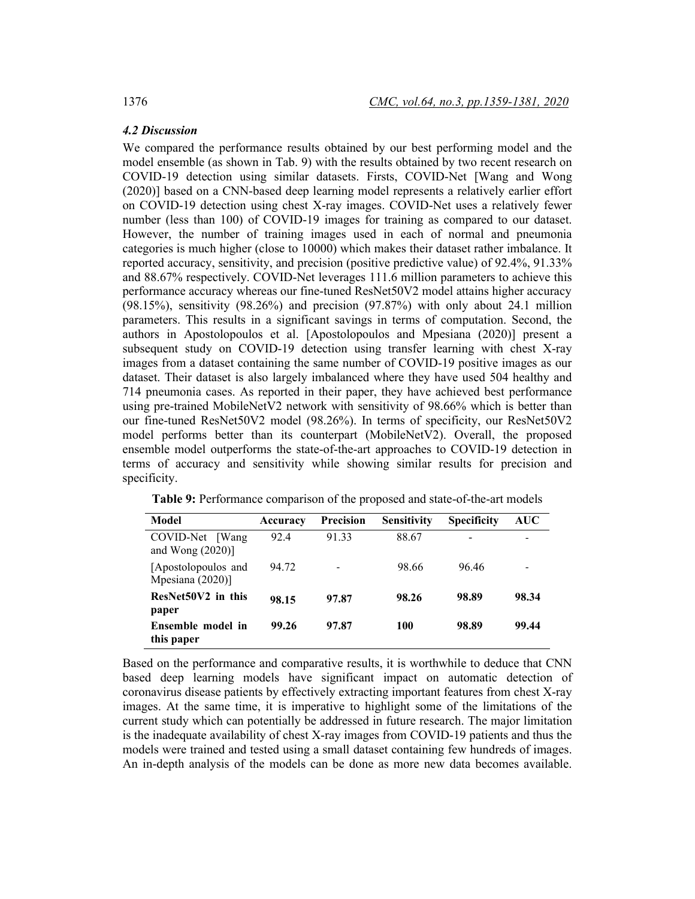### *4.2 Discussion*

We compared the performance results obtained by our best performing model and the model ensemble (as shown in Tab. 9) with the results obtained by two recent research on COVID-19 detection using similar datasets. Firsts, COVID-Net [Wang and Wong (2020)] based on a CNN-based deep learning model represents a relatively earlier effort on COVID-19 detection using chest X-ray images. COVID-Net uses a relatively fewer number (less than 100) of COVID-19 images for training as compared to our dataset. However, the number of training images used in each of normal and pneumonia categories is much higher (close to 10000) which makes their dataset rather imbalance. It reported accuracy, sensitivity, and precision (positive predictive value) of 92.4%, 91.33% and 88.67% respectively. COVID-Net leverages 111.6 million parameters to achieve this performance accuracy whereas our fine-tuned ResNet50V2 model attains higher accuracy (98.15%), sensitivity (98.26%) and precision (97.87%) with only about 24.1 million parameters. This results in a significant savings in terms of computation. Second, the authors in Apostolopoulos et al. [Apostolopoulos and Mpesiana (2020)] present a subsequent study on COVID-19 detection using transfer learning with chest X-ray images from a dataset containing the same number of COVID-19 positive images as our dataset. Their dataset is also largely imbalanced where they have used 504 healthy and 714 pneumonia cases. As reported in their paper, they have achieved best performance using pre-trained MobileNetV2 network with sensitivity of 98.66% which is better than our fine-tuned ResNet50V2 model (98.26%). In terms of specificity, our ResNet50V2 model performs better than its counterpart (MobileNetV2). Overall, the proposed ensemble model outperforms the state-of-the-art approaches to COVID-19 detection in terms of accuracy and sensitivity while showing similar results for precision and specificity.

**Table 9:** Performance comparison of the proposed and state-of-the-art models

| Model | Accuracy | Precision | Sensitivity | Specificity | AUC |
|---|---|---|---|---|---|
| COVID-Net [Wang and Wong (2020)] | 92.4 | 91.33 | 88.67 | - | - |
| [Apostolopoulos and Mpesiana (2020)] | 94.72 | - | 98.66 | 96.46 | - |
| **ResNet50V2 in this paper** | **98.15** | **97.87** | **98.26** | **98.89** | **98.34** |
| **Ensemble model in this paper** | **99.26** | **97.87** | **100** | **98.89** | **99.44** |

Based on the performance and comparative results, it is worthwhile to deduce that CNN based deep learning models have significant impact on automatic detection of coronavirus disease patients by effectively extracting important features from chest X-ray images. At the same time, it is imperative to highlight some of the limitations of the current study which can potentially be addressed in future research. The major limitation is the inadequate availability of chest X-ray images from COVID-19 patients and thus the models were trained and tested using a small dataset containing few hundreds of images. An in-depth analysis of the models can be done as more new data becomes available.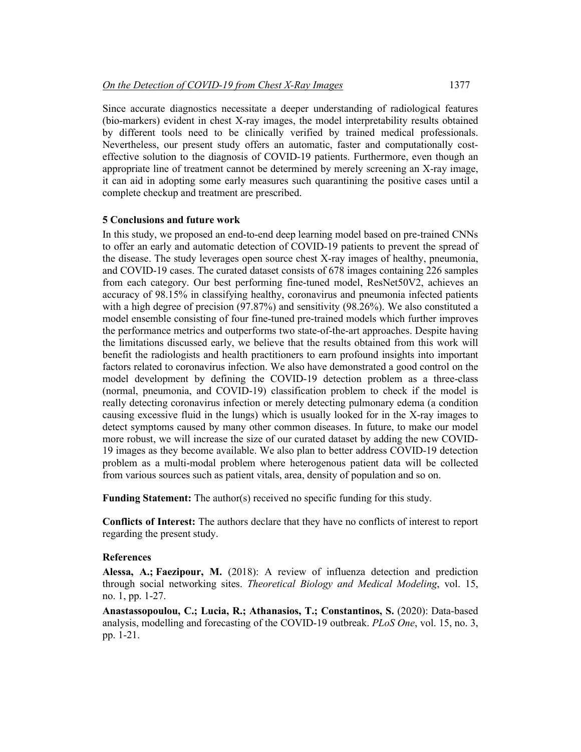Since accurate diagnostics necessitate a deeper understanding of radiological features (bio-markers) evident in chest X-ray images, the model interpretability results obtained by different tools need to be clinically verified by trained medical professionals. Nevertheless, our present study offers an automatic, faster and computationally cost-effective solution to the diagnosis of COVID-19 patients. Furthermore, even though an appropriate line of treatment cannot be determined by merely screening an X-ray image, it can aid in adopting some early measures such quarantining the positive cases until a complete checkup and treatment are prescribed.

## 5 Conclusions and future work

In this study, we proposed an end-to-end deep learning model based on pre-trained CNNs to offer an early and automatic detection of COVID-19 patients to prevent the spread of the disease. The study leverages open source chest X-ray images of healthy, pneumonia, and COVID-19 cases. The curated dataset consists of 678 images containing 226 samples from each category. Our best performing fine-tuned model, ResNet50V2, achieves an accuracy of 98.15% in classifying healthy, coronavirus and pneumonia infected patients with a high degree of precision (97.87%) and sensitivity (98.26%). We also constituted a model ensemble consisting of four fine-tuned pre-trained models which further improves the performance metrics and outperforms two state-of-the-art approaches. Despite having the limitations discussed early, we believe that the results obtained from this work will benefit the radiologists and health practitioners to earn profound insights into important factors related to coronavirus infection. We also have demonstrated a good control on the model development by defining the COVID-19 detection problem as a three-class (normal, pneumonia, and COVID-19) classification problem to check if the model is really detecting coronavirus infection or merely detecting pulmonary edema (a condition causing excessive fluid in the lungs) which is usually looked for in the X-ray images to detect symptoms caused by many other common diseases. In future, to make our model more robust, we will increase the size of our curated dataset by adding the new COVID-19 images as they become available. We also plan to better address COVID-19 detection problem as a multi-modal problem where heterogenous patient data will be collected from various sources such as patient vitals, area, density of population and so on.

**Funding Statement:** The author(s) received no specific funding for this study.

**Conflicts of Interest:** The authors declare that they have no conflicts of interest to report regarding the present study.

## References

**Alessa, A.; Faezipour, M.** (2018): A review of influenza detection and prediction through social networking sites. *Theoretical Biology and Medical Modeling*, vol. 15, no. 1, pp. 1-27.

**Anastassopoulou, C.; Lucia, R.; Athanasios, T.; Constantinos, S.** (2020): Data-based analysis, modelling and forecasting of the COVID-19 outbreak. *PLoS One*, vol. 15, no. 3, pp. 1-21.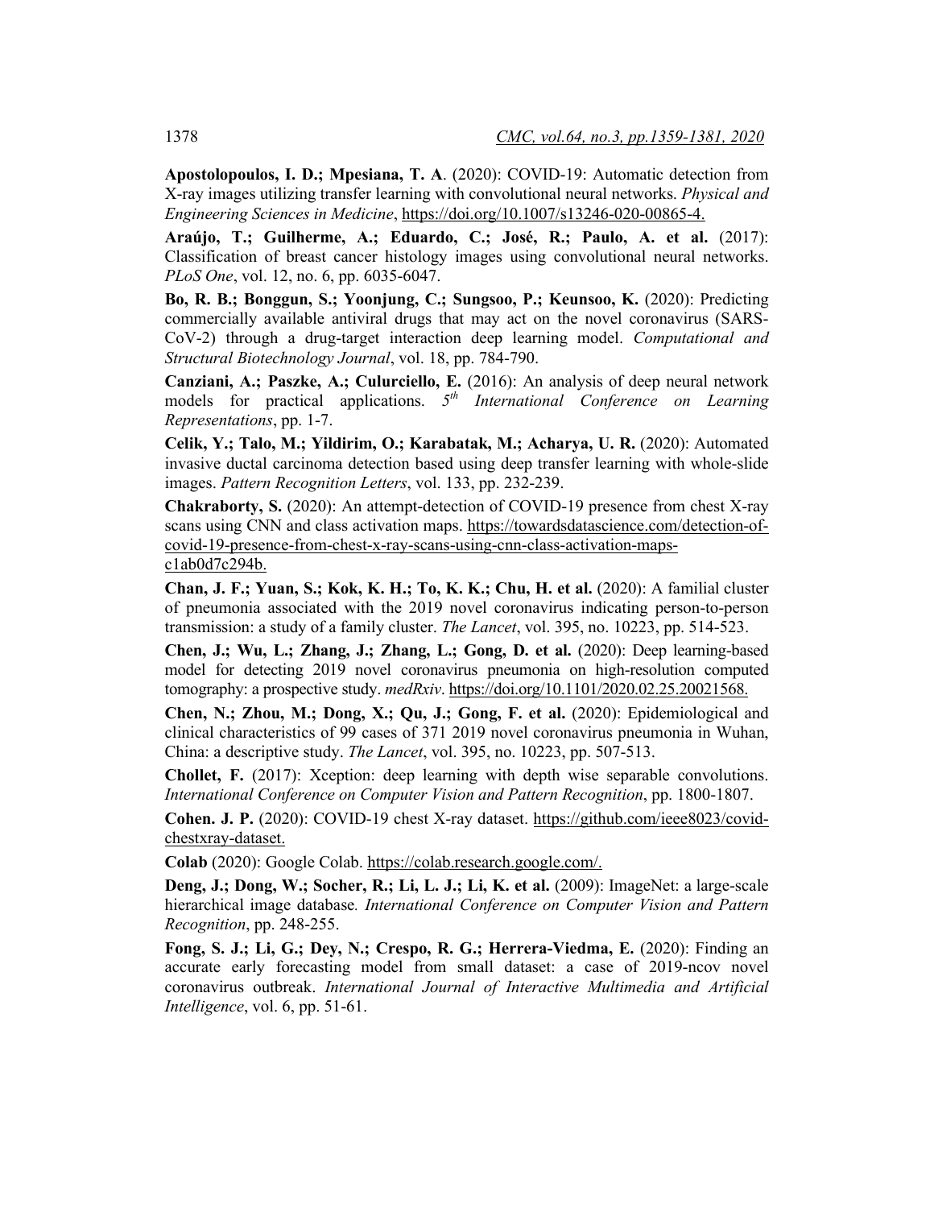**Apostolopoulos, I. D.; Mpesiana, T. A**. (2020): COVID-19: Automatic detection from X-ray images utilizing transfer learning with convolutional neural networks. *Physical and Engineering Sciences in Medicine*, https://doi.org/10.1007/s13246-020-00865-4.

**Araújo, T.; Guilherme, A.; Eduardo, C.; José, R.; Paulo, A. et al.** (2017): Classification of breast cancer histology images using convolutional neural networks. *PLoS One*, vol. 12, no. 6, pp. 6035-6047.

**Bo, R. B.; Bonggun, S.; Yoonjung, C.; Sungsoo, P.; Keunsoo, K.** (2020): Predicting commercially available antiviral drugs that may act on the novel coronavirus (SARS-CoV-2) through a drug-target interaction deep learning model. *Computational and Structural Biotechnology Journal*, vol. 18, pp. 784-790.

**Canziani, A.; Paszke, A.; Culurciello, E.** (2016): An analysis of deep neural network models for practical applications. *5th International Conference on Learning Representations*, pp. 1-7.

**Celik, Y.; Talo, M.; Yildirim, O.; Karabatak, M.; Acharya, U. R.** (2020): Automated invasive ductal carcinoma detection based using deep transfer learning with whole-slide images. *Pattern Recognition Letters*, vol. 133, pp. 232-239.

**Chakraborty, S.** (2020): An attempt-detection of COVID-19 presence from chest X-ray scans using CNN and class activation maps. https://towardsdatascience.com/detection-of-covid-19-presence-from-chest-x-ray-scans-using-cnn-class-activation-maps-c1ab0d7c294b.

**Chan, J. F.; Yuan, S.; Kok, K. H.; To, K. K.; Chu, H. et al.** (2020): A familial cluster of pneumonia associated with the 2019 novel coronavirus indicating person-to-person transmission: a study of a family cluster. *The Lancet*, vol. 395, no. 10223, pp. 514-523.

**Chen, J.; Wu, L.; Zhang, J.; Zhang, L.; Gong, D. et al.** (2020): Deep learning-based model for detecting 2019 novel coronavirus pneumonia on high-resolution computed tomography: a prospective study. *medRxiv*. https://doi.org/10.1101/2020.02.25.20021568.

**Chen, N.; Zhou, M.; Dong, X.; Qu, J.; Gong, F. et al.** (2020): Epidemiological and clinical characteristics of 99 cases of 371 2019 novel coronavirus pneumonia in Wuhan, China: a descriptive study. *The Lancet*, vol. 395, no. 10223, pp. 507-513.

**Chollet, F.** (2017): Xception: deep learning with depth wise separable convolutions. *International Conference on Computer Vision and Pattern Recognition*, pp. 1800-1807.

**Cohen. J. P.** (2020): COVID-19 chest X-ray dataset. https://github.com/ieee8023/covid-chestxray-dataset.

**Colab** (2020): Google Colab. https://colab.research.google.com/.

**Deng, J.; Dong, W.; Socher, R.; Li, L. J.; Li, K. et al.** (2009): ImageNet: a large-scale hierarchical image database. *International Conference on Computer Vision and Pattern Recognition*, pp. 248-255.

**Fong, S. J.; Li, G.; Dey, N.; Crespo, R. G.; Herrera-Viedma, E.** (2020): Finding an accurate early forecasting model from small dataset: a case of 2019-ncov novel coronavirus outbreak. *International Journal of Interactive Multimedia and Artificial Intelligence*, vol. 6, pp. 51-61.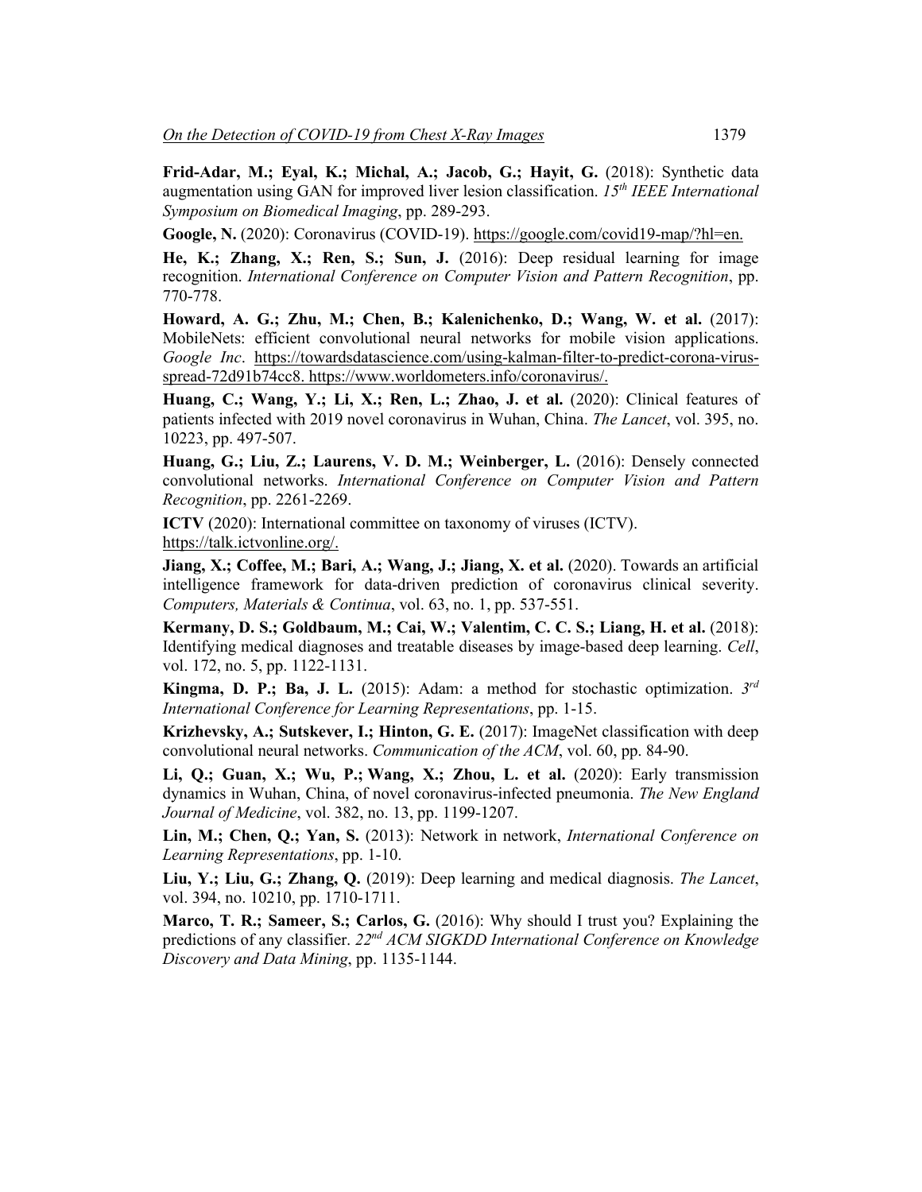**Frid-Adar, M.; Eyal, K.; Michal, A.; Jacob, G.; Hayit, G.** (2018): Synthetic data augmentation using GAN for improved liver lesion classification. *15th IEEE International Symposium on Biomedical Imaging*, pp. 289-293.

**Google, N.** (2020): Coronavirus (COVID-19). https://google.com/covid19-map/?hl=en.

**He, K.; Zhang, X.; Ren, S.; Sun, J.** (2016): Deep residual learning for image recognition. *International Conference on Computer Vision and Pattern Recognition*, pp. 770-778.

**Howard, A. G.; Zhu, M.; Chen, B.; Kalenichenko, D.; Wang, W. et al.** (2017): MobileNets: efficient convolutional neural networks for mobile vision applications. *Google Inc*. https://towardsdatascience.com/using-kalman-filter-to-predict-corona-virus-spread-72d91b74cc8. https://www.worldometers.info/coronavirus/.

**Huang, C.; Wang, Y.; Li, X.; Ren, L.; Zhao, J. et al.** (2020): Clinical features of patients infected with 2019 novel coronavirus in Wuhan, China. *The Lancet*, vol. 395, no. 10223, pp. 497-507.

**Huang, G.; Liu, Z.; Laurens, V. D. M.; Weinberger, L.** (2016): Densely connected convolutional networks. *International Conference on Computer Vision and Pattern Recognition*, pp. 2261-2269.

**ICTV** (2020): International committee on taxonomy of viruses (ICTV). https://talk.ictvonline.org/.

**Jiang, X.; Coffee, M.; Bari, A.; Wang, J.; Jiang, X. et al.** (2020). Towards an artificial intelligence framework for data-driven prediction of coronavirus clinical severity. *Computers, Materials & Continua*, vol. 63, no. 1, pp. 537-551.

**Kermany, D. S.; Goldbaum, M.; Cai, W.; Valentim, C. C. S.; Liang, H. et al.** (2018): Identifying medical diagnoses and treatable diseases by image-based deep learning. *Cell*, vol. 172, no. 5, pp. 1122-1131.

**Kingma, D. P.; Ba, J. L.** (2015): Adam: a method for stochastic optimization. *3rd International Conference for Learning Representations*, pp. 1-15.

**Krizhevsky, A.; Sutskever, I.; Hinton, G. E.** (2017): ImageNet classification with deep convolutional neural networks. *Communication of the ACM*, vol. 60, pp. 84-90.

**Li, Q.; Guan, X.; Wu, P.; Wang, X.; Zhou, L. et al.** (2020): Early transmission dynamics in Wuhan, China, of novel coronavirus-infected pneumonia. *The New England Journal of Medicine*, vol. 382, no. 13, pp. 1199-1207.

**Lin, M.; Chen, Q.; Yan, S.** (2013): Network in network, *International Conference on Learning Representations*, pp. 1-10.

**Liu, Y.; Liu, G.; Zhang, Q.** (2019): Deep learning and medical diagnosis. *The Lancet*, vol. 394, no. 10210, pp. 1710-1711.

**Marco, T. R.; Sameer, S.; Carlos, G.** (2016): Why should I trust you? Explaining the predictions of any classifier. *22nd ACM SIGKDD International Conference on Knowledge Discovery and Data Mining*, pp. 1135-1144.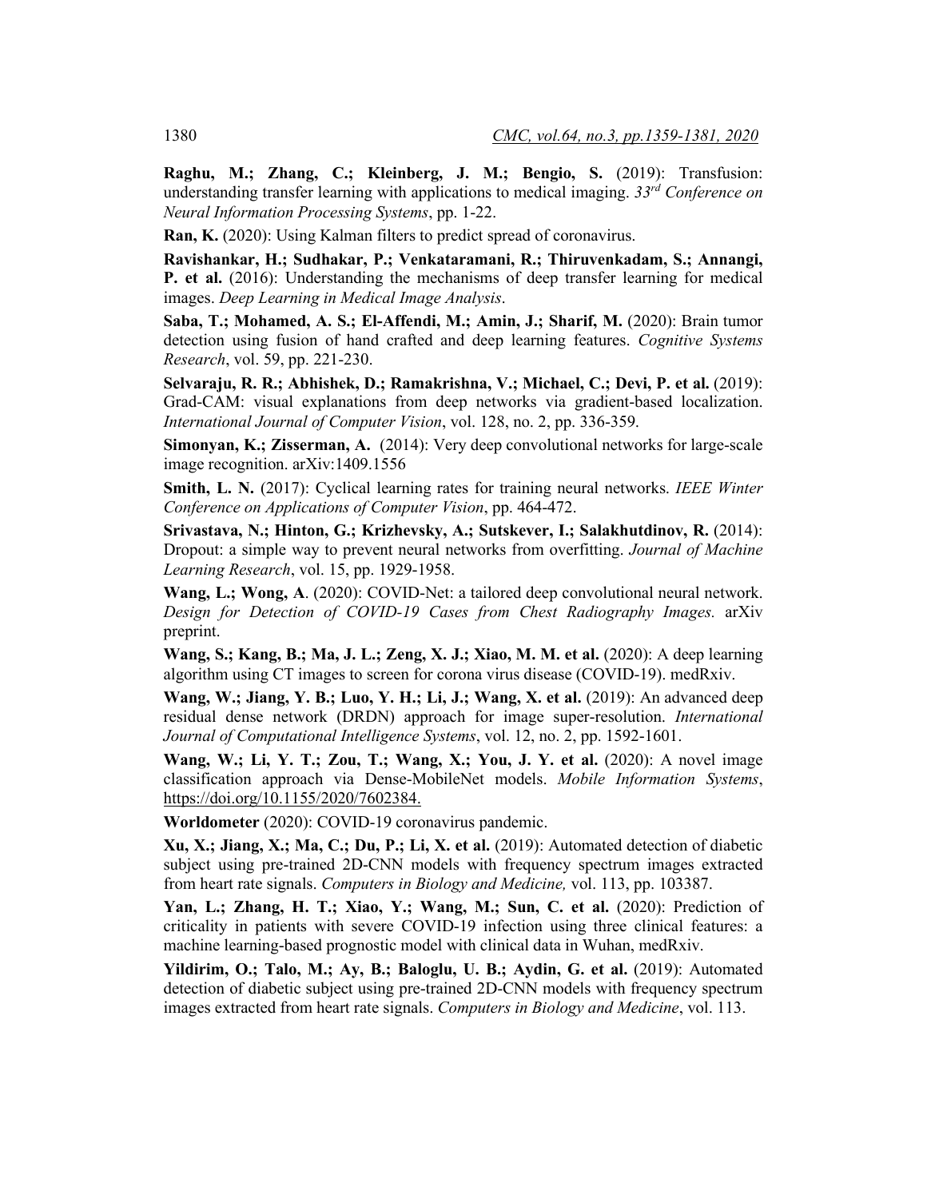**Raghu, M.; Zhang, C.; Kleinberg, J. M.; Bengio, S.** (2019): Transfusion: understanding transfer learning with applications to medical imaging. *33rd Conference on Neural Information Processing Systems*, pp. 1-22.

**Ran, K.** (2020): Using Kalman filters to predict spread of coronavirus.

**Ravishankar, H.; Sudhakar, P.; Venkataramani, R.; Thiruvenkadam, S.; Annangi, P. et al.** (2016): Understanding the mechanisms of deep transfer learning for medical images. *Deep Learning in Medical Image Analysis*.

**Saba, T.; Mohamed, A. S.; El-Affendi, M.; Amin, J.; Sharif, M.** (2020): Brain tumor detection using fusion of hand crafted and deep learning features. *Cognitive Systems Research*, vol. 59, pp. 221-230.

**Selvaraju, R. R.; Abhishek, D.; Ramakrishna, V.; Michael, C.; Devi, P. et al.** (2019): Grad-CAM: visual explanations from deep networks via gradient-based localization. *International Journal of Computer Vision*, vol. 128, no. 2, pp. 336-359.

**Simonyan, K.; Zisserman, A.** (2014): Very deep convolutional networks for large-scale image recognition. arXiv:1409.1556

**Smith, L. N.** (2017): Cyclical learning rates for training neural networks. *IEEE Winter Conference on Applications of Computer Vision*, pp. 464-472.

**Srivastava, N.; Hinton, G.; Krizhevsky, A.; Sutskever, I.; Salakhutdinov, R.** (2014): Dropout: a simple way to prevent neural networks from overfitting. *Journal of Machine Learning Research*, vol. 15, pp. 1929-1958.

**Wang, L.; Wong, A**. (2020): COVID-Net: a tailored deep convolutional neural network. *Design for Detection of COVID-19 Cases from Chest Radiography Images.* arXiv preprint.

**Wang, S.; Kang, B.; Ma, J. L.; Zeng, X. J.; Xiao, M. M. et al.** (2020): A deep learning algorithm using CT images to screen for corona virus disease (COVID-19). medRxiv.

**Wang, W.; Jiang, Y. B.; Luo, Y. H.; Li, J.; Wang, X. et al.** (2019): An advanced deep residual dense network (DRDN) approach for image super-resolution. *International Journal of Computational Intelligence Systems*, vol. 12, no. 2, pp. 1592-1601.

**Wang, W.; Li, Y. T.; Zou, T.; Wang, X.; You, J. Y. et al.** (2020): A novel image classification approach via Dense-MobileNet models. *Mobile Information Systems*, https://doi.org/10.1155/2020/7602384.

**Worldometer** (2020): COVID-19 coronavirus pandemic.

**Xu, X.; Jiang, X.; Ma, C.; Du, P.; Li, X. et al.** (2019): Automated detection of diabetic subject using pre-trained 2D-CNN models with frequency spectrum images extracted from heart rate signals. *Computers in Biology and Medicine,* vol. 113, pp. 103387.

**Yan, L.; Zhang, H. T.; Xiao, Y.; Wang, M.; Sun, C. et al.** (2020): Prediction of criticality in patients with severe COVID-19 infection using three clinical features: a machine learning-based prognostic model with clinical data in Wuhan, medRxiv.

**Yildirim, O.; Talo, M.; Ay, B.; Baloglu, U. B.; Aydin, G. et al.** (2019): Automated detection of diabetic subject using pre-trained 2D-CNN models with frequency spectrum images extracted from heart rate signals. *Computers in Biology and Medicine*, vol. 113.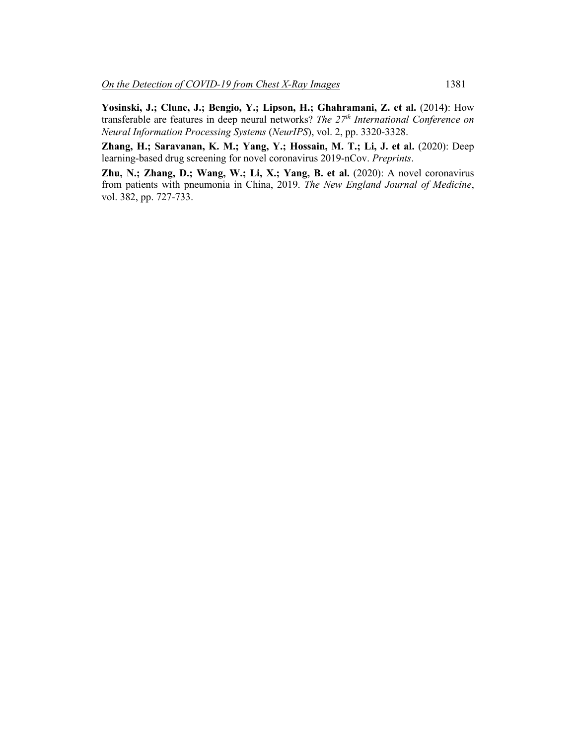**Yosinski, J.; Clune, J.; Bengio, Y.; Lipson, H.; Ghahramani, Z. et al.** (2014): How transferable are features in deep neural networks? *The 27th International Conference on Neural Information Processing Systems* (*NeurIPS*), vol. 2, pp. 3320-3328.

**Zhang, H.; Saravanan, K. M.; Yang, Y.; Hossain, M. T.; Li, J. et al.** (2020): Deep learning-based drug screening for novel coronavirus 2019-nCov. *Preprints*.

**Zhu, N.; Zhang, D.; Wang, W.; Li, X.; Yang, B. et al.** (2020): A novel coronavirus from patients with pneumonia in China, 2019. *The New England Journal of Medicine*, vol. 382, pp. 727-733.